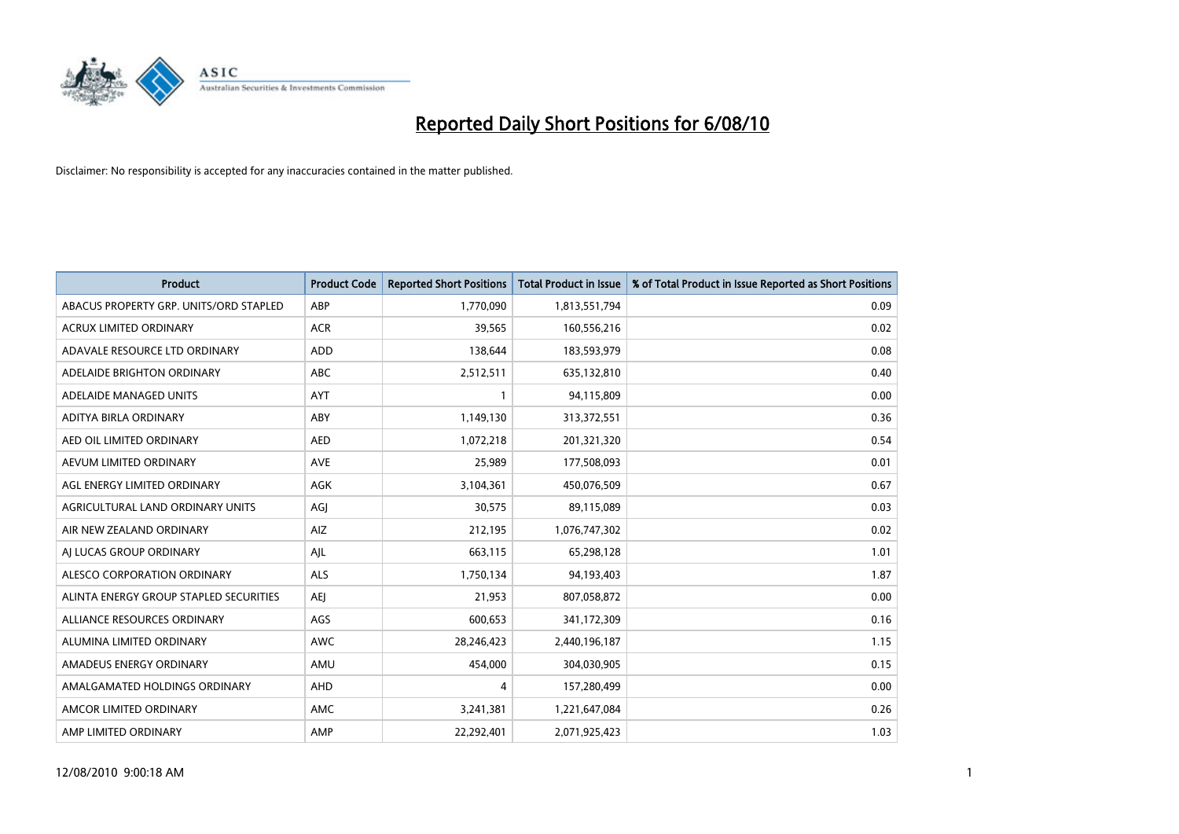# Reported Daily Short Positions for 6/08/10

Disclaimer: No responsibility is accepted for any inaccuracies contained in the matter published.

| Product | Product Code | Reported Short Positions | Total Product in Issue | % of Total Product in Issue Reported as Short Positions |
|---|---|---|---|---|
| ABACUS PROPERTY GRP. UNITS/ORD STAPLED | ABP | 1,770,090 | 1,813,551,794 | 0.09 |
| ACRUX LIMITED ORDINARY | ACR | 39,565 | 160,556,216 | 0.02 |
| ADAVALE RESOURCE LTD ORDINARY | ADD | 138,644 | 183,593,979 | 0.08 |
| ADELAIDE BRIGHTON ORDINARY | ABC | 2,512,511 | 635,132,810 | 0.40 |
| ADELAIDE MANAGED UNITS | AYT | 1 | 94,115,809 | 0.00 |
| ADITYA BIRLA ORDINARY | ABY | 1,149,130 | 313,372,551 | 0.36 |
| AED OIL LIMITED ORDINARY | AED | 1,072,218 | 201,321,320 | 0.54 |
| AEVUM LIMITED ORDINARY | AVE | 25,989 | 177,508,093 | 0.01 |
| AGL ENERGY LIMITED ORDINARY | AGK | 3,104,361 | 450,076,509 | 0.67 |
| AGRICULTURAL LAND ORDINARY UNITS | AGJ | 30,575 | 89,115,089 | 0.03 |
| AIR NEW ZEALAND ORDINARY | AIZ | 212,195 | 1,076,747,302 | 0.02 |
| AJ LUCAS GROUP ORDINARY | AJL | 663,115 | 65,298,128 | 1.01 |
| ALESCO CORPORATION ORDINARY | ALS | 1,750,134 | 94,193,403 | 1.87 |
| ALINTA ENERGY GROUP STAPLED SECURITIES | AEJ | 21,953 | 807,058,872 | 0.00 |
| ALLIANCE RESOURCES ORDINARY | AGS | 600,653 | 341,172,309 | 0.16 |
| ALUMINA LIMITED ORDINARY | AWC | 28,246,423 | 2,440,196,187 | 1.15 |
| AMADEUS ENERGY ORDINARY | AMU | 454,000 | 304,030,905 | 0.15 |
| AMALGAMATED HOLDINGS ORDINARY | AHD | 4 | 157,280,499 | 0.00 |
| AMCOR LIMITED ORDINARY | AMC | 3,241,381 | 1,221,647,084 | 0.26 |
| AMP LIMITED ORDINARY | AMP | 22,292,401 | 2,071,925,423 | 1.03 |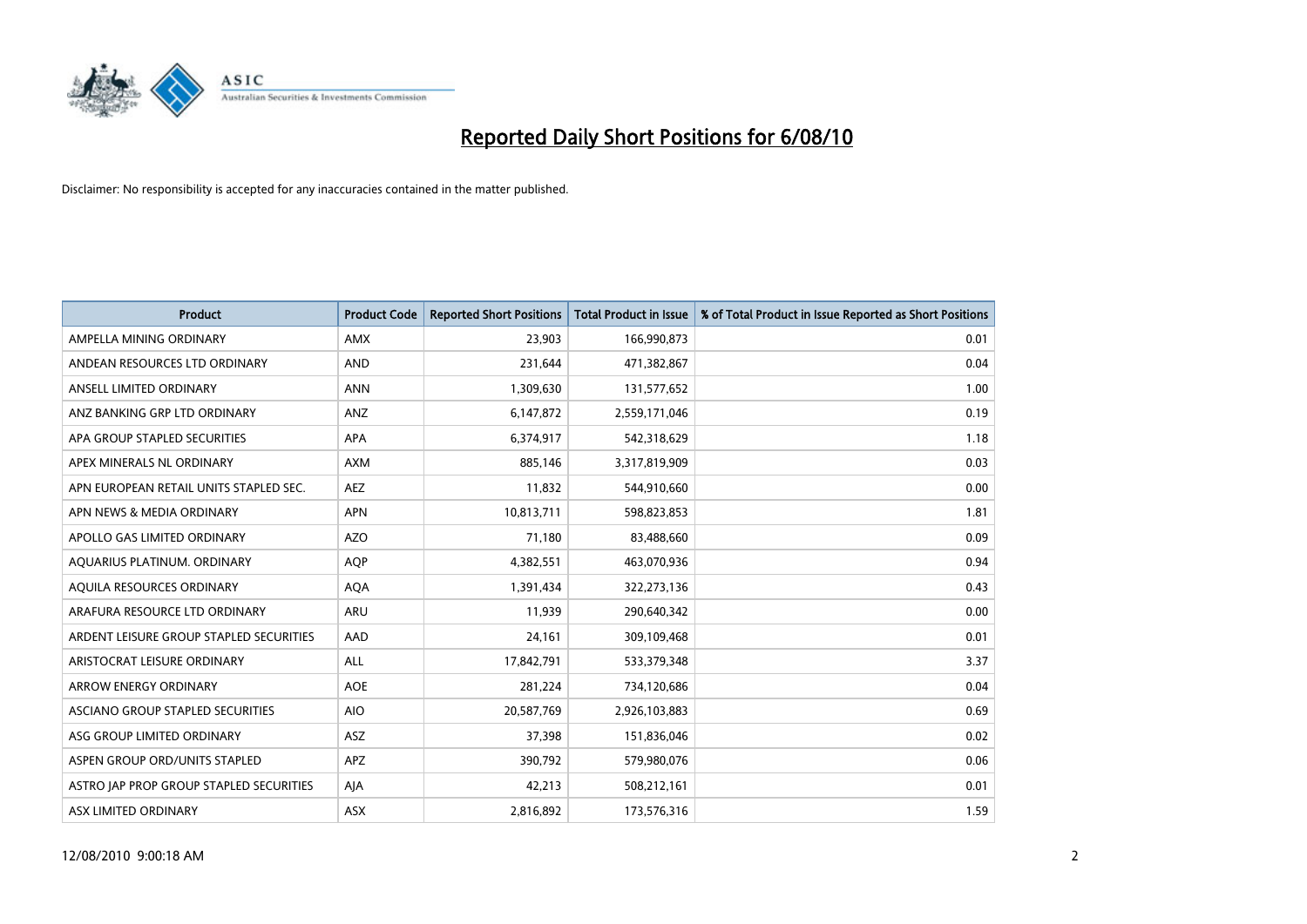# Reported Daily Short Positions for 6/08/10

Disclaimer: No responsibility is accepted for any inaccuracies contained in the matter published.

| Product | Product Code | Reported Short Positions | Total Product in Issue | % of Total Product in Issue Reported as Short Positions |
|---|---|---|---|---|
| AMPELLA MINING ORDINARY | AMX | 23,903 | 166,990,873 | 0.01 |
| ANDEAN RESOURCES LTD ORDINARY | AND | 231,644 | 471,382,867 | 0.04 |
| ANSELL LIMITED ORDINARY | ANN | 1,309,630 | 131,577,652 | 1.00 |
| ANZ BANKING GRP LTD ORDINARY | ANZ | 6,147,872 | 2,559,171,046 | 0.19 |
| APA GROUP STAPLED SECURITIES | APA | 6,374,917 | 542,318,629 | 1.18 |
| APEX MINERALS NL ORDINARY | AXM | 885,146 | 3,317,819,909 | 0.03 |
| APN EUROPEAN RETAIL UNITS STAPLED SEC. | AEZ | 11,832 | 544,910,660 | 0.00 |
| APN NEWS & MEDIA ORDINARY | APN | 10,813,711 | 598,823,853 | 1.81 |
| APOLLO GAS LIMITED ORDINARY | AZO | 71,180 | 83,488,660 | 0.09 |
| AQUARIUS PLATINUM. ORDINARY | AQP | 4,382,551 | 463,070,936 | 0.94 |
| AQUILA RESOURCES ORDINARY | AQA | 1,391,434 | 322,273,136 | 0.43 |
| ARAFURA RESOURCE LTD ORDINARY | ARU | 11,939 | 290,640,342 | 0.00 |
| ARDENT LEISURE GROUP STAPLED SECURITIES | AAD | 24,161 | 309,109,468 | 0.01 |
| ARISTOCRAT LEISURE ORDINARY | ALL | 17,842,791 | 533,379,348 | 3.37 |
| ARROW ENERGY ORDINARY | AOE | 281,224 | 734,120,686 | 0.04 |
| ASCIANO GROUP STAPLED SECURITIES | AIO | 20,587,769 | 2,926,103,883 | 0.69 |
| ASG GROUP LIMITED ORDINARY | ASZ | 37,398 | 151,836,046 | 0.02 |
| ASPEN GROUP ORD/UNITS STAPLED | APZ | 390,792 | 579,980,076 | 0.06 |
| ASTRO JAP PROP GROUP STAPLED SECURITIES | AJA | 42,213 | 508,212,161 | 0.01 |
| ASX LIMITED ORDINARY | ASX | 2,816,892 | 173,576,316 | 1.59 |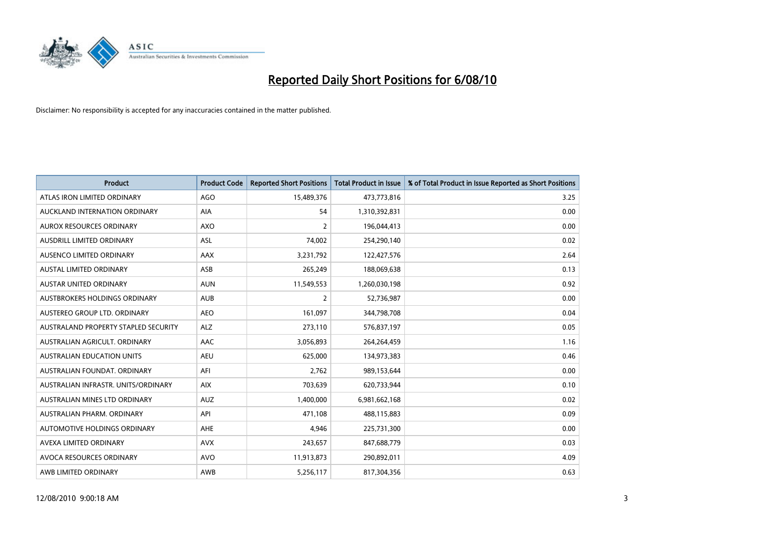# Reported Daily Short Positions for 6/08/10

Disclaimer: No responsibility is accepted for any inaccuracies contained in the matter published.

| Product | Product Code | Reported Short Positions | Total Product in Issue | % of Total Product in Issue Reported as Short Positions |
| --- | --- | --- | --- | --- |
| ATLAS IRON LIMITED ORDINARY | AGO | 15,489,376 | 473,773,816 | 3.25 |
| AUCKLAND INTERNATION ORDINARY | AIA | 54 | 1,310,392,831 | 0.00 |
| AUROX RESOURCES ORDINARY | AXO | 2 | 196,044,413 | 0.00 |
| AUSDRILL LIMITED ORDINARY | ASL | 74,002 | 254,290,140 | 0.02 |
| AUSENCO LIMITED ORDINARY | AAX | 3,231,792 | 122,427,576 | 2.64 |
| AUSTAL LIMITED ORDINARY | ASB | 265,249 | 188,069,638 | 0.13 |
| AUSTAR UNITED ORDINARY | AUN | 11,549,553 | 1,260,030,198 | 0.92 |
| AUSTBROKERS HOLDINGS ORDINARY | AUB | 2 | 52,736,987 | 0.00 |
| AUSTEREO GROUP LTD. ORDINARY | AEO | 161,097 | 344,798,708 | 0.04 |
| AUSTRALAND PROPERTY STAPLED SECURITY | ALZ | 273,110 | 576,837,197 | 0.05 |
| AUSTRALIAN AGRICULT. ORDINARY | AAC | 3,056,893 | 264,264,459 | 1.16 |
| AUSTRALIAN EDUCATION UNITS | AEU | 625,000 | 134,973,383 | 0.46 |
| AUSTRALIAN FOUNDAT. ORDINARY | AFI | 2,762 | 989,153,644 | 0.00 |
| AUSTRALIAN INFRASTR. UNITS/ORDINARY | AIX | 703,639 | 620,733,944 | 0.10 |
| AUSTRALIAN MINES LTD ORDINARY | AUZ | 1,400,000 | 6,981,662,168 | 0.02 |
| AUSTRALIAN PHARM. ORDINARY | API | 471,108 | 488,115,883 | 0.09 |
| AUTOMOTIVE HOLDINGS ORDINARY | AHE | 4,946 | 225,731,300 | 0.00 |
| AVEXA LIMITED ORDINARY | AVX | 243,657 | 847,688,779 | 0.03 |
| AVOCA RESOURCES ORDINARY | AVO | 11,913,873 | 290,892,011 | 4.09 |
| AWB LIMITED ORDINARY | AWB | 5,256,117 | 817,304,356 | 0.63 |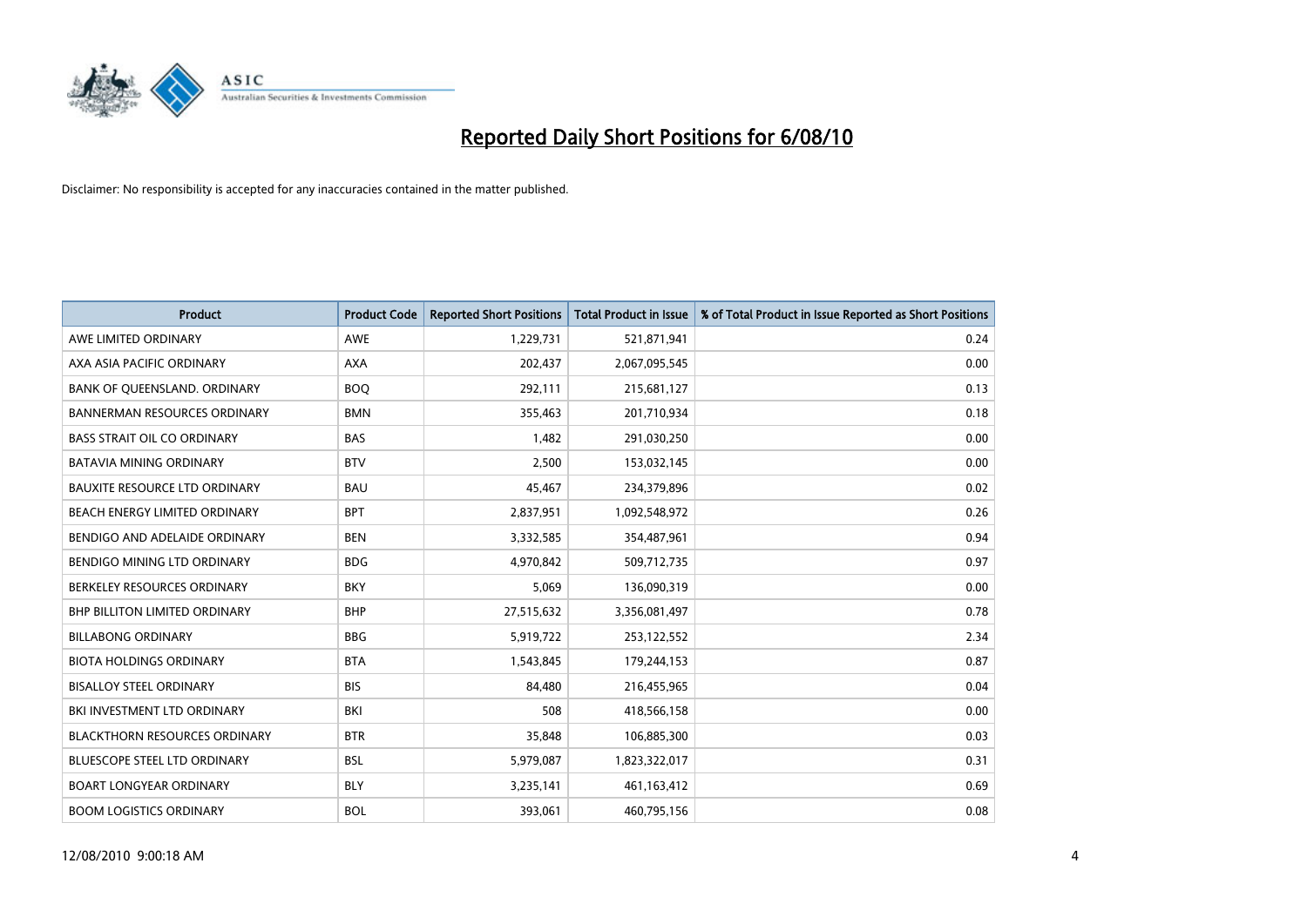# Reported Daily Short Positions for 6/08/10

Disclaimer: No responsibility is accepted for any inaccuracies contained in the matter published.

| Product | Product Code | Reported Short Positions | Total Product in Issue | % of Total Product in Issue Reported as Short Positions |
|---|---|---|---|---|
| AWE LIMITED ORDINARY | AWE | 1,229,731 | 521,871,941 | 0.24 |
| AXA ASIA PACIFIC ORDINARY | AXA | 202,437 | 2,067,095,545 | 0.00 |
| BANK OF QUEENSLAND. ORDINARY | BOQ | 292,111 | 215,681,127 | 0.13 |
| BANNERMAN RESOURCES ORDINARY | BMN | 355,463 | 201,710,934 | 0.18 |
| BASS STRAIT OIL CO ORDINARY | BAS | 1,482 | 291,030,250 | 0.00 |
| BATAVIA MINING ORDINARY | BTV | 2,500 | 153,032,145 | 0.00 |
| BAUXITE RESOURCE LTD ORDINARY | BAU | 45,467 | 234,379,896 | 0.02 |
| BEACH ENERGY LIMITED ORDINARY | BPT | 2,837,951 | 1,092,548,972 | 0.26 |
| BENDIGO AND ADELAIDE ORDINARY | BEN | 3,332,585 | 354,487,961 | 0.94 |
| BENDIGO MINING LTD ORDINARY | BDG | 4,970,842 | 509,712,735 | 0.97 |
| BERKELEY RESOURCES ORDINARY | BKY | 5,069 | 136,090,319 | 0.00 |
| BHP BILLITON LIMITED ORDINARY | BHP | 27,515,632 | 3,356,081,497 | 0.78 |
| BILLABONG ORDINARY | BBG | 5,919,722 | 253,122,552 | 2.34 |
| BIOTA HOLDINGS ORDINARY | BTA | 1,543,845 | 179,244,153 | 0.87 |
| BISALLOY STEEL ORDINARY | BIS | 84,480 | 216,455,965 | 0.04 |
| BKI INVESTMENT LTD ORDINARY | BKI | 508 | 418,566,158 | 0.00 |
| BLACKTHORN RESOURCES ORDINARY | BTR | 35,848 | 106,885,300 | 0.03 |
| BLUESCOPE STEEL LTD ORDINARY | BSL | 5,979,087 | 1,823,322,017 | 0.31 |
| BOART LONGYEAR ORDINARY | BLY | 3,235,141 | 461,163,412 | 0.69 |
| BOOM LOGISTICS ORDINARY | BOL | 393,061 | 460,795,156 | 0.08 |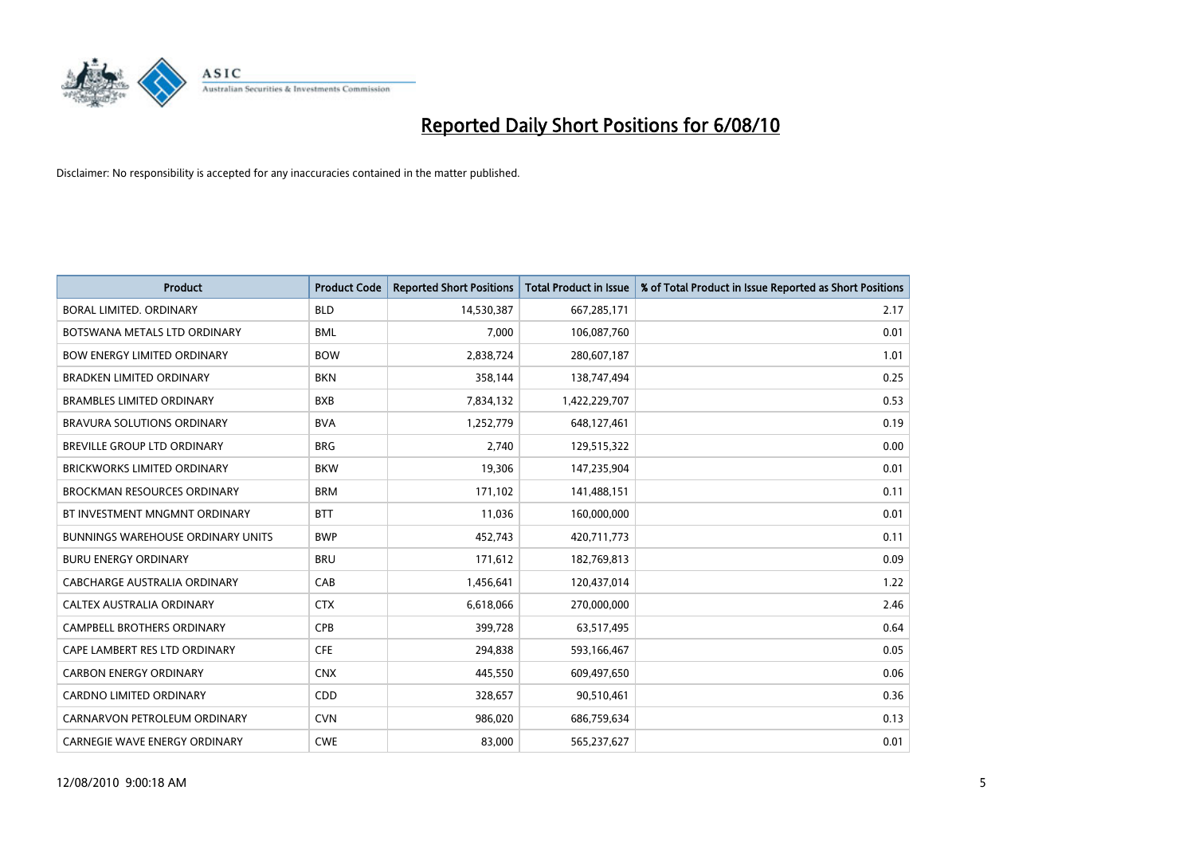# Reported Daily Short Positions for 6/08/10

Disclaimer: No responsibility is accepted for any inaccuracies contained in the matter published.

| Product | Product Code | Reported Short Positions | Total Product in Issue | % of Total Product in Issue Reported as Short Positions |
|---|---|---|---|---|
| BORAL LIMITED. ORDINARY | BLD | 14,530,387 | 667,285,171 | 2.17 |
| BOTSWANA METALS LTD ORDINARY | BML | 7,000 | 106,087,760 | 0.01 |
| BOW ENERGY LIMITED ORDINARY | BOW | 2,838,724 | 280,607,187 | 1.01 |
| BRADKEN LIMITED ORDINARY | BKN | 358,144 | 138,747,494 | 0.25 |
| BRAMBLES LIMITED ORDINARY | BXB | 7,834,132 | 1,422,229,707 | 0.53 |
| BRAVURA SOLUTIONS ORDINARY | BVA | 1,252,779 | 648,127,461 | 0.19 |
| BREVILLE GROUP LTD ORDINARY | BRG | 2,740 | 129,515,322 | 0.00 |
| BRICKWORKS LIMITED ORDINARY | BKW | 19,306 | 147,235,904 | 0.01 |
| BROCKMAN RESOURCES ORDINARY | BRM | 171,102 | 141,488,151 | 0.11 |
| BT INVESTMENT MNGMNT ORDINARY | BTT | 11,036 | 160,000,000 | 0.01 |
| BUNNINGS WAREHOUSE ORDINARY UNITS | BWP | 452,743 | 420,711,773 | 0.11 |
| BURU ENERGY ORDINARY | BRU | 171,612 | 182,769,813 | 0.09 |
| CABCHARGE AUSTRALIA ORDINARY | CAB | 1,456,641 | 120,437,014 | 1.22 |
| CALTEX AUSTRALIA ORDINARY | CTX | 6,618,066 | 270,000,000 | 2.46 |
| CAMPBELL BROTHERS ORDINARY | CPB | 399,728 | 63,517,495 | 0.64 |
| CAPE LAMBERT RES LTD ORDINARY | CFE | 294,838 | 593,166,467 | 0.05 |
| CARBON ENERGY ORDINARY | CNX | 445,550 | 609,497,650 | 0.06 |
| CARDNO LIMITED ORDINARY | CDD | 328,657 | 90,510,461 | 0.36 |
| CARNARVON PETROLEUM ORDINARY | CVN | 986,020 | 686,759,634 | 0.13 |
| CARNEGIE WAVE ENERGY ORDINARY | CWE | 83,000 | 565,237,627 | 0.01 |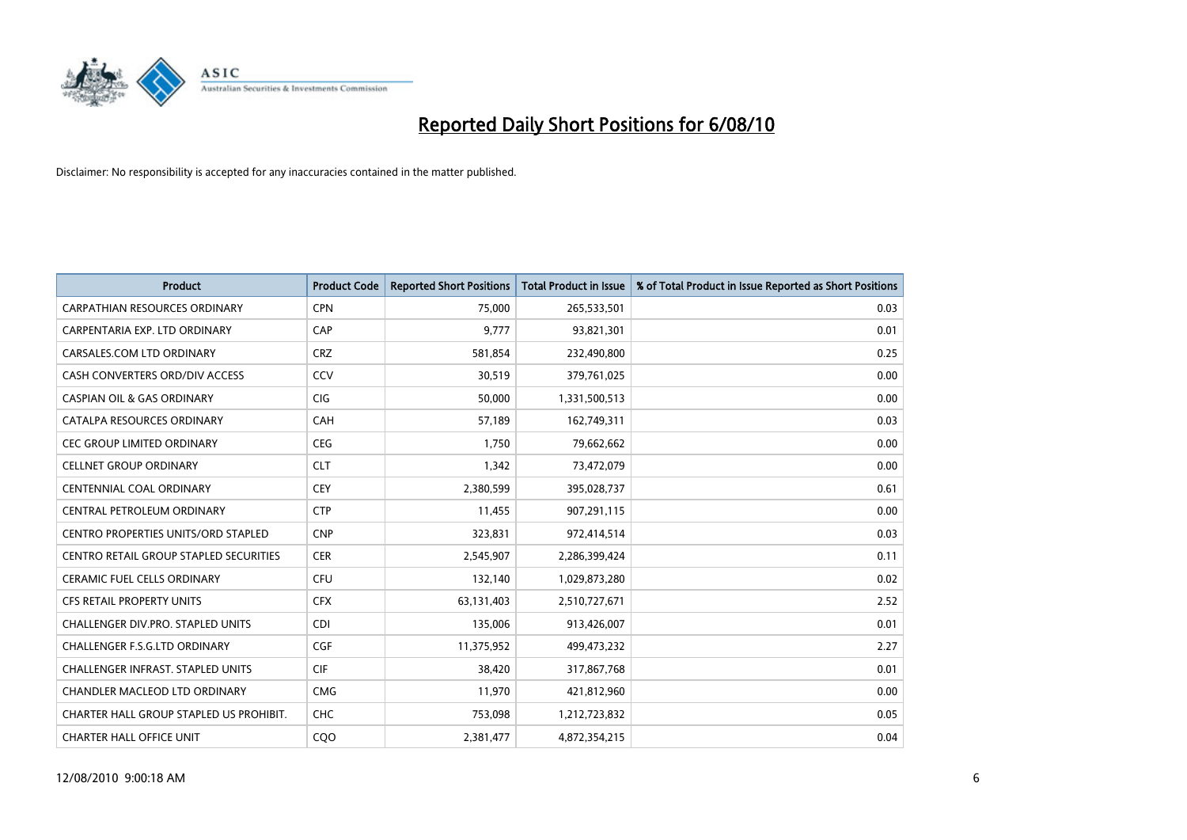# Reported Daily Short Positions for 6/08/10

Disclaimer: No responsibility is accepted for any inaccuracies contained in the matter published.

| Product | Product Code | Reported Short Positions | Total Product in Issue | % of Total Product in Issue Reported as Short Positions |
|---|---|---|---|---|
| CARPATHIAN RESOURCES ORDINARY | CPN | 75,000 | 265,533,501 | 0.03 |
| CARPENTARIA EXP. LTD ORDINARY | CAP | 9,777 | 93,821,301 | 0.01 |
| CARSALES.COM LTD ORDINARY | CRZ | 581,854 | 232,490,800 | 0.25 |
| CASH CONVERTERS ORD/DIV ACCESS | CCV | 30,519 | 379,761,025 | 0.00 |
| CASPIAN OIL & GAS ORDINARY | CIG | 50,000 | 1,331,500,513 | 0.00 |
| CATALPA RESOURCES ORDINARY | CAH | 57,189 | 162,749,311 | 0.03 |
| CEC GROUP LIMITED ORDINARY | CEG | 1,750 | 79,662,662 | 0.00 |
| CELLNET GROUP ORDINARY | CLT | 1,342 | 73,472,079 | 0.00 |
| CENTENNIAL COAL ORDINARY | CEY | 2,380,599 | 395,028,737 | 0.61 |
| CENTRAL PETROLEUM ORDINARY | CTP | 11,455 | 907,291,115 | 0.00 |
| CENTRO PROPERTIES UNITS/ORD STAPLED | CNP | 323,831 | 972,414,514 | 0.03 |
| CENTRO RETAIL GROUP STAPLED SECURITIES | CER | 2,545,907 | 2,286,399,424 | 0.11 |
| CERAMIC FUEL CELLS ORDINARY | CFU | 132,140 | 1,029,873,280 | 0.02 |
| CFS RETAIL PROPERTY UNITS | CFX | 63,131,403 | 2,510,727,671 | 2.52 |
| CHALLENGER DIV.PRO. STAPLED UNITS | CDI | 135,006 | 913,426,007 | 0.01 |
| CHALLENGER F.S.G.LTD ORDINARY | CGF | 11,375,952 | 499,473,232 | 2.27 |
| CHALLENGER INFRAST. STAPLED UNITS | CIF | 38,420 | 317,867,768 | 0.01 |
| CHANDLER MACLEOD LTD ORDINARY | CMG | 11,970 | 421,812,960 | 0.00 |
| CHARTER HALL GROUP STAPLED US PROHIBIT. | CHC | 753,098 | 1,212,723,832 | 0.05 |
| CHARTER HALL OFFICE UNIT | CQO | 2,381,477 | 4,872,354,215 | 0.04 |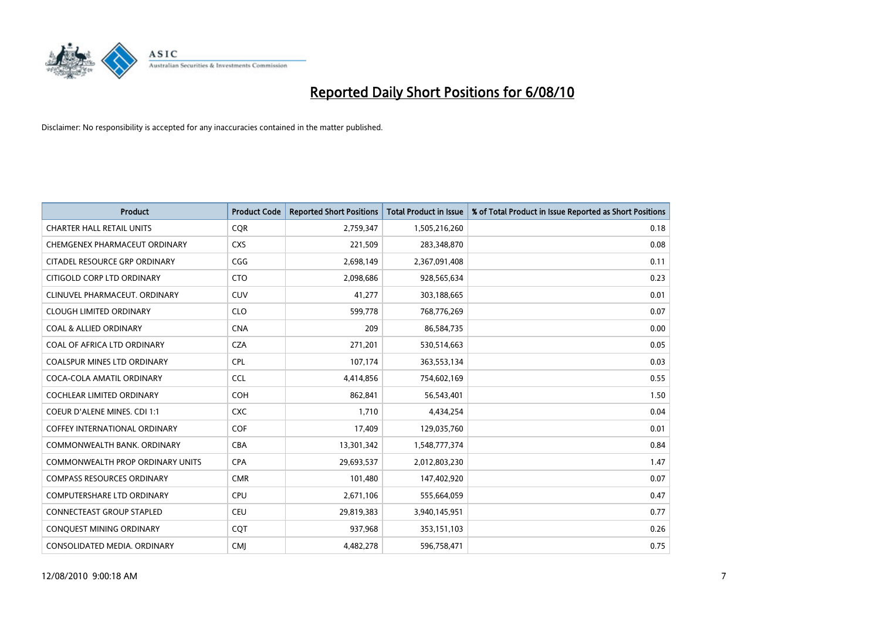# Reported Daily Short Positions for 6/08/10

Disclaimer: No responsibility is accepted for any inaccuracies contained in the matter published.

| Product | Product Code | Reported Short Positions | Total Product in Issue | % of Total Product in Issue Reported as Short Positions |
|---|---|---|---|---|
| CHARTER HALL RETAIL UNITS | CQR | 2,759,347 | 1,505,216,260 | 0.18 |
| CHEMGENEX PHARMACEUT ORDINARY | CXS | 221,509 | 283,348,870 | 0.08 |
| CITADEL RESOURCE GRP ORDINARY | CGG | 2,698,149 | 2,367,091,408 | 0.11 |
| CITIGOLD CORP LTD ORDINARY | CTO | 2,098,686 | 928,565,634 | 0.23 |
| CLINUVEL PHARMACEUT. ORDINARY | CUV | 41,277 | 303,188,665 | 0.01 |
| CLOUGH LIMITED ORDINARY | CLO | 599,778 | 768,776,269 | 0.07 |
| COAL & ALLIED ORDINARY | CNA | 209 | 86,584,735 | 0.00 |
| COAL OF AFRICA LTD ORDINARY | CZA | 271,201 | 530,514,663 | 0.05 |
| COALSPUR MINES LTD ORDINARY | CPL | 107,174 | 363,553,134 | 0.03 |
| COCA-COLA AMATIL ORDINARY | CCL | 4,414,856 | 754,602,169 | 0.55 |
| COCHLEAR LIMITED ORDINARY | COH | 862,841 | 56,543,401 | 1.50 |
| COEUR D'ALENE MINES. CDI 1:1 | CXC | 1,710 | 4,434,254 | 0.04 |
| COFFEY INTERNATIONAL ORDINARY | COF | 17,409 | 129,035,760 | 0.01 |
| COMMONWEALTH BANK. ORDINARY | CBA | 13,301,342 | 1,548,777,374 | 0.84 |
| COMMONWEALTH PROP ORDINARY UNITS | CPA | 29,693,537 | 2,012,803,230 | 1.47 |
| COMPASS RESOURCES ORDINARY | CMR | 101,480 | 147,402,920 | 0.07 |
| COMPUTERSHARE LTD ORDINARY | CPU | 2,671,106 | 555,664,059 | 0.47 |
| CONNECTEAST GROUP STAPLED | CEU | 29,819,383 | 3,940,145,951 | 0.77 |
| CONQUEST MINING ORDINARY | CQT | 937,968 | 353,151,103 | 0.26 |
| CONSOLIDATED MEDIA. ORDINARY | CMJ | 4,482,278 | 596,758,471 | 0.75 |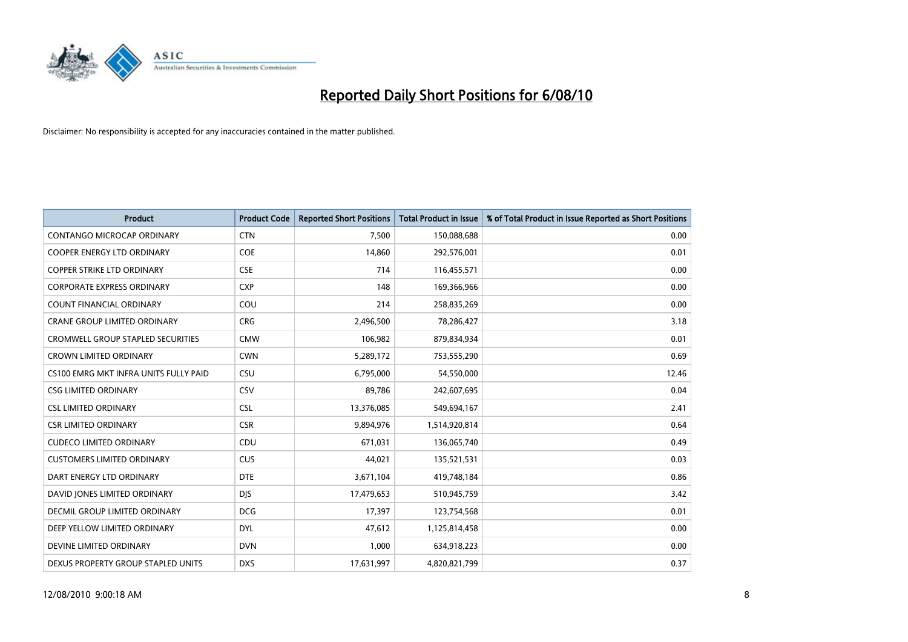# Reported Daily Short Positions for 6/08/10

Disclaimer: No responsibility is accepted for any inaccuracies contained in the matter published.

| Product | Product Code | Reported Short Positions | Total Product in Issue | % of Total Product in Issue Reported as Short Positions |
|---|---|---|---|---|
| CONTANGO MICROCAP ORDINARY | CTN | 7,500 | 150,088,688 | 0.00 |
| COOPER ENERGY LTD ORDINARY | COE | 14,860 | 292,576,001 | 0.01 |
| COPPER STRIKE LTD ORDINARY | CSE | 714 | 116,455,571 | 0.00 |
| CORPORATE EXPRESS ORDINARY | CXP | 148 | 169,366,966 | 0.00 |
| COUNT FINANCIAL ORDINARY | COU | 214 | 258,835,269 | 0.00 |
| CRANE GROUP LIMITED ORDINARY | CRG | 2,496,500 | 78,286,427 | 3.18 |
| CROMWELL GROUP STAPLED SECURITIES | CMW | 106,982 | 879,834,934 | 0.01 |
| CROWN LIMITED ORDINARY | CWN | 5,289,172 | 753,555,290 | 0.69 |
| CS100 EMRG MKT INFRA UNITS FULLY PAID | CSU | 6,795,000 | 54,550,000 | 12.46 |
| CSG LIMITED ORDINARY | CSV | 89,786 | 242,607,695 | 0.04 |
| CSL LIMITED ORDINARY | CSL | 13,376,085 | 549,694,167 | 2.41 |
| CSR LIMITED ORDINARY | CSR | 9,894,976 | 1,514,920,814 | 0.64 |
| CUDECO LIMITED ORDINARY | CDU | 671,031 | 136,065,740 | 0.49 |
| CUSTOMERS LIMITED ORDINARY | CUS | 44,021 | 135,521,531 | 0.03 |
| DART ENERGY LTD ORDINARY | DTE | 3,671,104 | 419,748,184 | 0.86 |
| DAVID JONES LIMITED ORDINARY | DJS | 17,479,653 | 510,945,759 | 3.42 |
| DECMIL GROUP LIMITED ORDINARY | DCG | 17,397 | 123,754,568 | 0.01 |
| DEEP YELLOW LIMITED ORDINARY | DYL | 47,612 | 1,125,814,458 | 0.00 |
| DEVINE LIMITED ORDINARY | DVN | 1,000 | 634,918,223 | 0.00 |
| DEXUS PROPERTY GROUP STAPLED UNITS | DXS | 17,631,997 | 4,820,821,799 | 0.37 |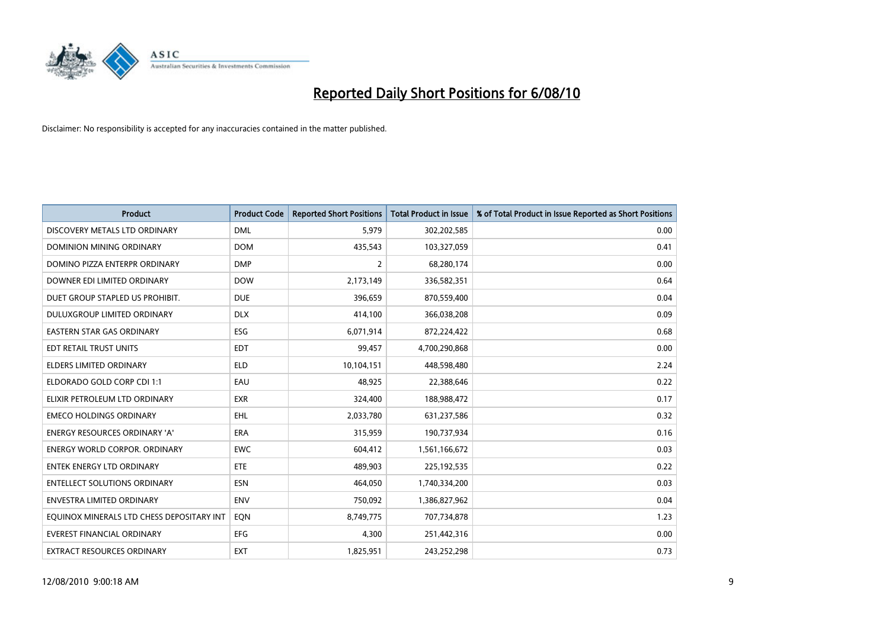# Reported Daily Short Positions for 6/08/10

Disclaimer: No responsibility is accepted for any inaccuracies contained in the matter published.

| Product | Product Code | Reported Short Positions | Total Product in Issue | % of Total Product in Issue Reported as Short Positions |
|---|---|---|---|---|
| DISCOVERY METALS LTD ORDINARY | DML | 5,979 | 302,202,585 | 0.00 |
| DOMINION MINING ORDINARY | DOM | 435,543 | 103,327,059 | 0.41 |
| DOMINO PIZZA ENTERPR ORDINARY | DMP | 2 | 68,280,174 | 0.00 |
| DOWNER EDI LIMITED ORDINARY | DOW | 2,173,149 | 336,582,351 | 0.64 |
| DUET GROUP STAPLED US PROHIBIT. | DUE | 396,659 | 870,559,400 | 0.04 |
| DULUXGROUP LIMITED ORDINARY | DLX | 414,100 | 366,038,208 | 0.09 |
| EASTERN STAR GAS ORDINARY | ESG | 6,071,914 | 872,224,422 | 0.68 |
| EDT RETAIL TRUST UNITS | EDT | 99,457 | 4,700,290,868 | 0.00 |
| ELDERS LIMITED ORDINARY | ELD | 10,104,151 | 448,598,480 | 2.24 |
| ELDORADO GOLD CORP CDI 1:1 | EAU | 48,925 | 22,388,646 | 0.22 |
| ELIXIR PETROLEUM LTD ORDINARY | EXR | 324,400 | 188,988,472 | 0.17 |
| EMECO HOLDINGS ORDINARY | EHL | 2,033,780 | 631,237,586 | 0.32 |
| ENERGY RESOURCES ORDINARY 'A' | ERA | 315,959 | 190,737,934 | 0.16 |
| ENERGY WORLD CORPOR. ORDINARY | EWC | 604,412 | 1,561,166,672 | 0.03 |
| ENTEK ENERGY LTD ORDINARY | ETE | 489,903 | 225,192,535 | 0.22 |
| ENTELLECT SOLUTIONS ORDINARY | ESN | 464,050 | 1,740,334,200 | 0.03 |
| ENVESTRA LIMITED ORDINARY | ENV | 750,092 | 1,386,827,962 | 0.04 |
| EQUINOX MINERALS LTD CHESS DEPOSITARY INT | EQN | 8,749,775 | 707,734,878 | 1.23 |
| EVEREST FINANCIAL ORDINARY | EFG | 4,300 | 251,442,316 | 0.00 |
| EXTRACT RESOURCES ORDINARY | EXT | 1,825,951 | 243,252,298 | 0.73 |

12/08/2010 9:00:18 AM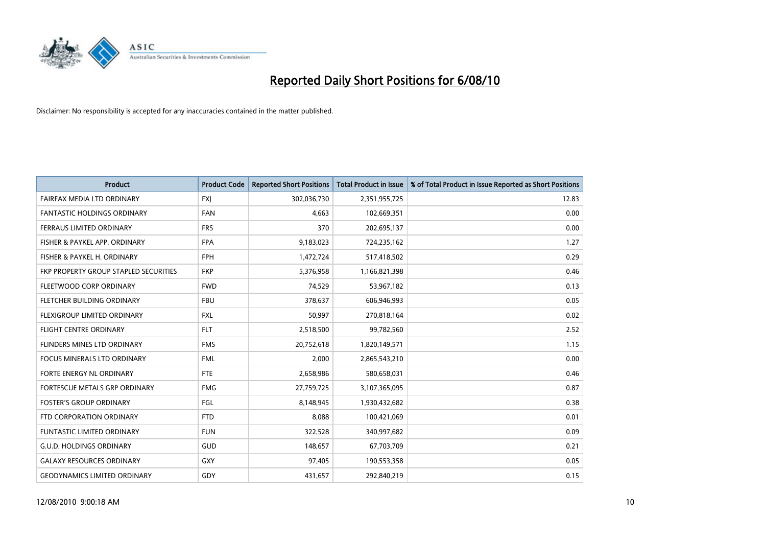# Reported Daily Short Positions for 6/08/10

Disclaimer: No responsibility is accepted for any inaccuracies contained in the matter published.

| Product | Product Code | Reported Short Positions | Total Product in Issue | % of Total Product in Issue Reported as Short Positions |
|---|---|---|---|---|
| FAIRFAX MEDIA LTD ORDINARY | FXJ | 302,036,730 | 2,351,955,725 | 12.83 |
| FANTASTIC HOLDINGS ORDINARY | FAN | 4,663 | 102,669,351 | 0.00 |
| FERRAUS LIMITED ORDINARY | FRS | 370 | 202,695,137 | 0.00 |
| FISHER & PAYKEL APP. ORDINARY | FPA | 9,183,023 | 724,235,162 | 1.27 |
| FISHER & PAYKEL H. ORDINARY | FPH | 1,472,724 | 517,418,502 | 0.29 |
| FKP PROPERTY GROUP STAPLED SECURITIES | FKP | 5,376,958 | 1,166,821,398 | 0.46 |
| FLEETWOOD CORP ORDINARY | FWD | 74,529 | 53,967,182 | 0.13 |
| FLETCHER BUILDING ORDINARY | FBU | 378,637 | 606,946,993 | 0.05 |
| FLEXIGROUP LIMITED ORDINARY | FXL | 50,997 | 270,818,164 | 0.02 |
| FLIGHT CENTRE ORDINARY | FLT | 2,518,500 | 99,782,560 | 2.52 |
| FLINDERS MINES LTD ORDINARY | FMS | 20,752,618 | 1,820,149,571 | 1.15 |
| FOCUS MINERALS LTD ORDINARY | FML | 2,000 | 2,865,543,210 | 0.00 |
| FORTE ENERGY NL ORDINARY | FTE | 2,658,986 | 580,658,031 | 0.46 |
| FORTESCUE METALS GRP ORDINARY | FMG | 27,759,725 | 3,107,365,095 | 0.87 |
| FOSTER'S GROUP ORDINARY | FGL | 8,148,945 | 1,930,432,682 | 0.38 |
| FTD CORPORATION ORDINARY | FTD | 8,088 | 100,421,069 | 0.01 |
| FUNTASTIC LIMITED ORDINARY | FUN | 322,528 | 340,997,682 | 0.09 |
| G.U.D. HOLDINGS ORDINARY | GUD | 148,657 | 67,703,709 | 0.21 |
| GALAXY RESOURCES ORDINARY | GXY | 97,405 | 190,553,358 | 0.05 |
| GEODYNAMICS LIMITED ORDINARY | GDY | 431,657 | 292,840,219 | 0.15 |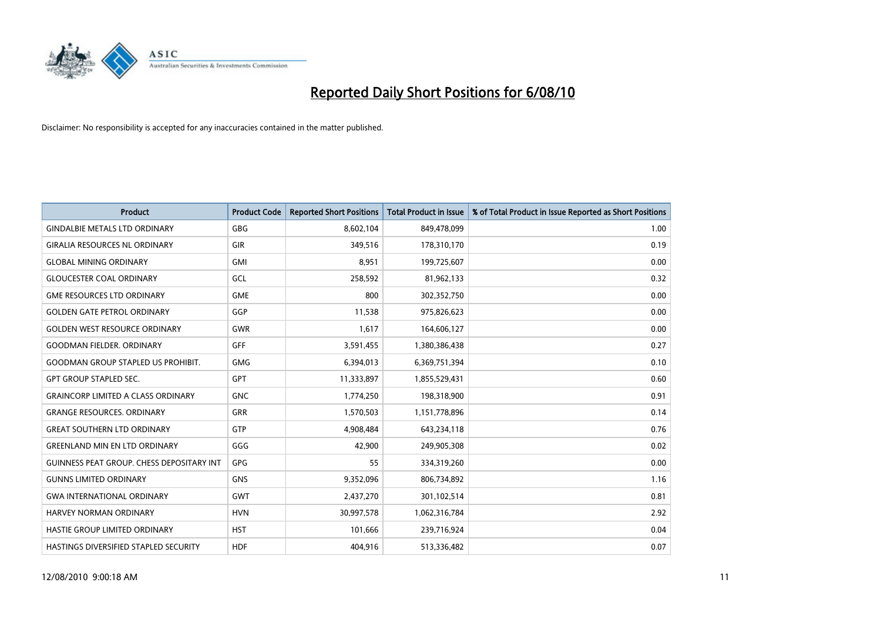# Reported Daily Short Positions for 6/08/10

Disclaimer: No responsibility is accepted for any inaccuracies contained in the matter published.

| Product | Product Code | Reported Short Positions | Total Product in Issue | % of Total Product in Issue Reported as Short Positions |
|---|---|---|---|---|
| GINDALBIE METALS LTD ORDINARY | GBG | 8,602,104 | 849,478,099 | 1.00 |
| GIRALIA RESOURCES NL ORDINARY | GIR | 349,516 | 178,310,170 | 0.19 |
| GLOBAL MINING ORDINARY | GMI | 8,951 | 199,725,607 | 0.00 |
| GLOUCESTER COAL ORDINARY | GCL | 258,592 | 81,962,133 | 0.32 |
| GME RESOURCES LTD ORDINARY | GME | 800 | 302,352,750 | 0.00 |
| GOLDEN GATE PETROL ORDINARY | GGP | 11,538 | 975,826,623 | 0.00 |
| GOLDEN WEST RESOURCE ORDINARY | GWR | 1,617 | 164,606,127 | 0.00 |
| GOODMAN FIELDER. ORDINARY | GFF | 3,591,455 | 1,380,386,438 | 0.27 |
| GOODMAN GROUP STAPLED US PROHIBIT. | GMG | 6,394,013 | 6,369,751,394 | 0.10 |
| GPT GROUP STAPLED SEC. | GPT | 11,333,897 | 1,855,529,431 | 0.60 |
| GRAINCORP LIMITED A CLASS ORDINARY | GNC | 1,774,250 | 198,318,900 | 0.91 |
| GRANGE RESOURCES. ORDINARY | GRR | 1,570,503 | 1,151,778,896 | 0.14 |
| GREAT SOUTHERN LTD ORDINARY | GTP | 4,908,484 | 643,234,118 | 0.76 |
| GREENLAND MIN EN LTD ORDINARY | GGG | 42,900 | 249,905,308 | 0.02 |
| GUINNESS PEAT GROUP. CHESS DEPOSITARY INT | GPG | 55 | 334,319,260 | 0.00 |
| GUNNS LIMITED ORDINARY | GNS | 9,352,096 | 806,734,892 | 1.16 |
| GWA INTERNATIONAL ORDINARY | GWT | 2,437,270 | 301,102,514 | 0.81 |
| HARVEY NORMAN ORDINARY | HVN | 30,997,578 | 1,062,316,784 | 2.92 |
| HASTIE GROUP LIMITED ORDINARY | HST | 101,666 | 239,716,924 | 0.04 |
| HASTINGS DIVERSIFIED STAPLED SECURITY | HDF | 404,916 | 513,336,482 | 0.07 |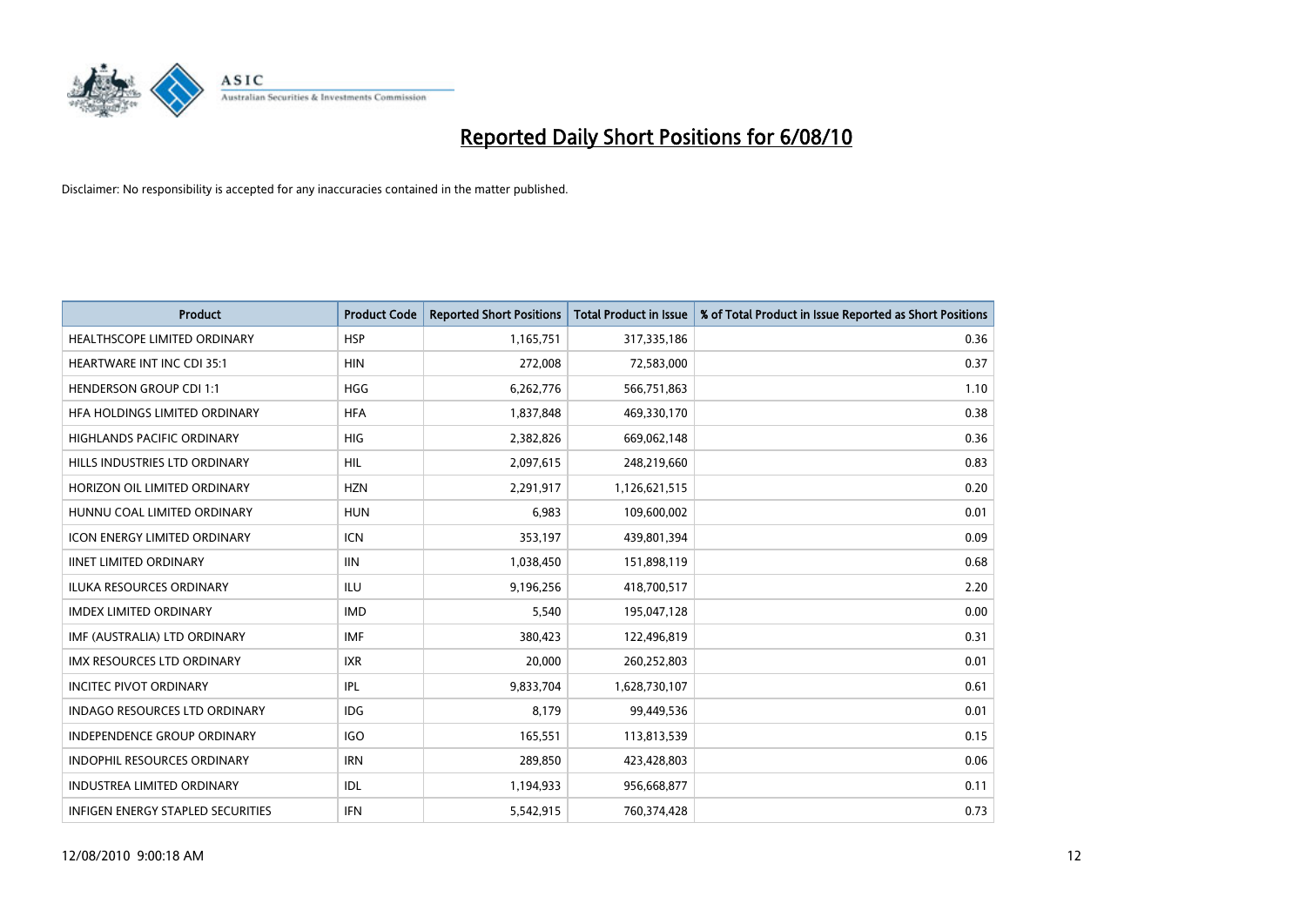# Reported Daily Short Positions for 6/08/10

Disclaimer: No responsibility is accepted for any inaccuracies contained in the matter published.

| Product | Product Code | Reported Short Positions | Total Product in Issue | % of Total Product in Issue Reported as Short Positions |
|---|---|---|---|---|
| HEALTHSCOPE LIMITED ORDINARY | HSP | 1,165,751 | 317,335,186 | 0.36 |
| HEARTWARE INT INC CDI 35:1 | HIN | 272,008 | 72,583,000 | 0.37 |
| HENDERSON GROUP CDI 1:1 | HGG | 6,262,776 | 566,751,863 | 1.10 |
| HFA HOLDINGS LIMITED ORDINARY | HFA | 1,837,848 | 469,330,170 | 0.38 |
| HIGHLANDS PACIFIC ORDINARY | HIG | 2,382,826 | 669,062,148 | 0.36 |
| HILLS INDUSTRIES LTD ORDINARY | HIL | 2,097,615 | 248,219,660 | 0.83 |
| HORIZON OIL LIMITED ORDINARY | HZN | 2,291,917 | 1,126,621,515 | 0.20 |
| HUNNU COAL LIMITED ORDINARY | HUN | 6,983 | 109,600,002 | 0.01 |
| ICON ENERGY LIMITED ORDINARY | ICN | 353,197 | 439,801,394 | 0.09 |
| IINET LIMITED ORDINARY | IIN | 1,038,450 | 151,898,119 | 0.68 |
| ILUKA RESOURCES ORDINARY | ILU | 9,196,256 | 418,700,517 | 2.20 |
| IMDEX LIMITED ORDINARY | IMD | 5,540 | 195,047,128 | 0.00 |
| IMF (AUSTRALIA) LTD ORDINARY | IMF | 380,423 | 122,496,819 | 0.31 |
| IMX RESOURCES LTD ORDINARY | IXR | 20,000 | 260,252,803 | 0.01 |
| INCITEC PIVOT ORDINARY | IPL | 9,833,704 | 1,628,730,107 | 0.61 |
| INDAGO RESOURCES LTD ORDINARY | IDG | 8,179 | 99,449,536 | 0.01 |
| INDEPENDENCE GROUP ORDINARY | IGO | 165,551 | 113,813,539 | 0.15 |
| INDOPHIL RESOURCES ORDINARY | IRN | 289,850 | 423,428,803 | 0.06 |
| INDUSTREA LIMITED ORDINARY | IDL | 1,194,933 | 956,668,877 | 0.11 |
| INFIGEN ENERGY STAPLED SECURITIES | IFN | 5,542,915 | 760,374,428 | 0.73 |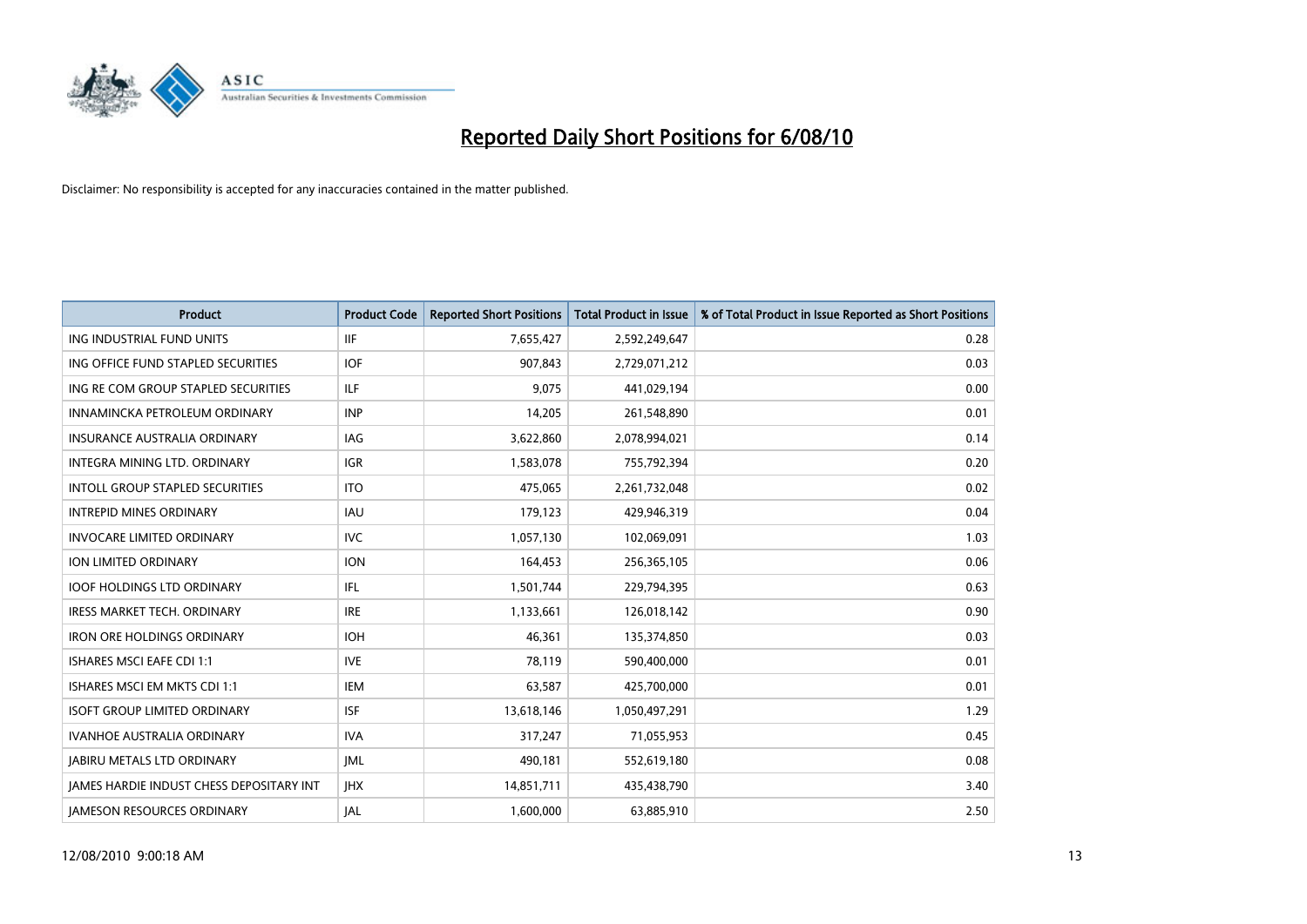# Reported Daily Short Positions for 6/08/10

Disclaimer: No responsibility is accepted for any inaccuracies contained in the matter published.

| Product | Product Code | Reported Short Positions | Total Product in Issue | % of Total Product in Issue Reported as Short Positions |
|---|---|---|---|---|
| ING INDUSTRIAL FUND UNITS | IIF | 7,655,427 | 2,592,249,647 | 0.28 |
| ING OFFICE FUND STAPLED SECURITIES | IOF | 907,843 | 2,729,071,212 | 0.03 |
| ING RE COM GROUP STAPLED SECURITIES | ILF | 9,075 | 441,029,194 | 0.00 |
| INNAMINCKA PETROLEUM ORDINARY | INP | 14,205 | 261,548,890 | 0.01 |
| INSURANCE AUSTRALIA ORDINARY | IAG | 3,622,860 | 2,078,994,021 | 0.14 |
| INTEGRA MINING LTD. ORDINARY | IGR | 1,583,078 | 755,792,394 | 0.20 |
| INTOLL GROUP STAPLED SECURITIES | ITO | 475,065 | 2,261,732,048 | 0.02 |
| INTREPID MINES ORDINARY | IAU | 179,123 | 429,946,319 | 0.04 |
| INVOCARE LIMITED ORDINARY | IVC | 1,057,130 | 102,069,091 | 1.03 |
| ION LIMITED ORDINARY | ION | 164,453 | 256,365,105 | 0.06 |
| IOOF HOLDINGS LTD ORDINARY | IFL | 1,501,744 | 229,794,395 | 0.63 |
| IRESS MARKET TECH. ORDINARY | IRE | 1,133,661 | 126,018,142 | 0.90 |
| IRON ORE HOLDINGS ORDINARY | IOH | 46,361 | 135,374,850 | 0.03 |
| ISHARES MSCI EAFE CDI 1:1 | IVE | 78,119 | 590,400,000 | 0.01 |
| ISHARES MSCI EM MKTS CDI 1:1 | IEM | 63,587 | 425,700,000 | 0.01 |
| ISOFT GROUP LIMITED ORDINARY | ISF | 13,618,146 | 1,050,497,291 | 1.29 |
| IVANHOE AUSTRALIA ORDINARY | IVA | 317,247 | 71,055,953 | 0.45 |
| JABIRU METALS LTD ORDINARY | JML | 490,181 | 552,619,180 | 0.08 |
| JAMES HARDIE INDUST CHESS DEPOSITARY INT | JHX | 14,851,711 | 435,438,790 | 3.40 |
| JAMESON RESOURCES ORDINARY | JAL | 1,600,000 | 63,885,910 | 2.50 |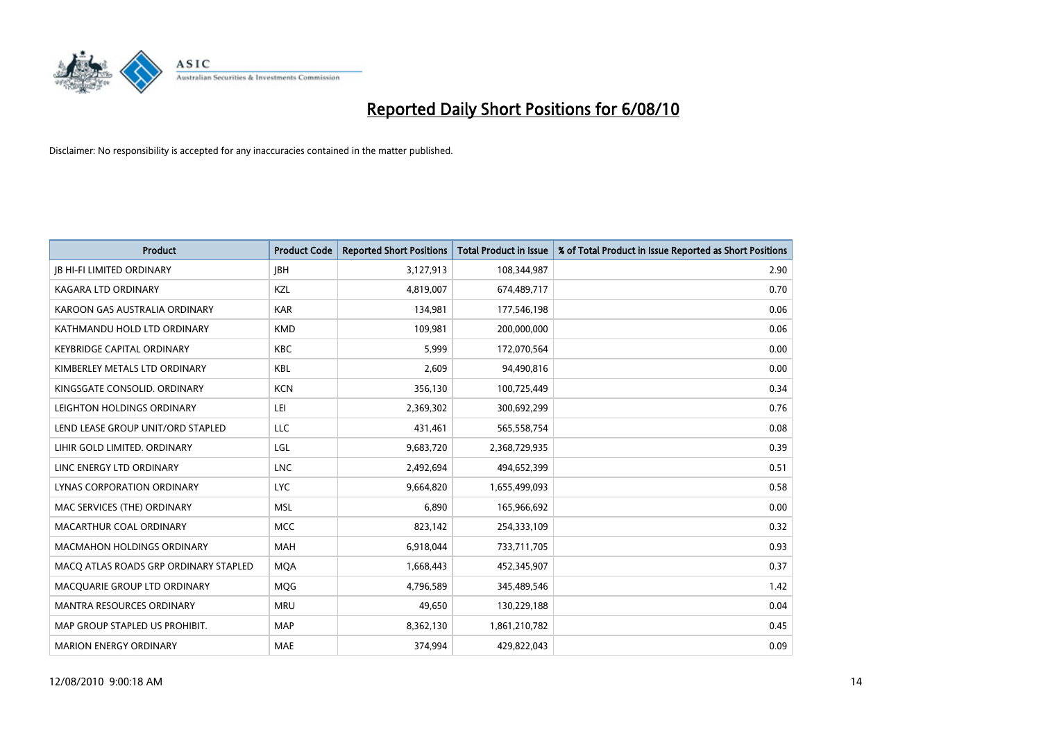# Reported Daily Short Positions for 6/08/10

Disclaimer: No responsibility is accepted for any inaccuracies contained in the matter published.

| Product | Product Code | Reported Short Positions | Total Product in Issue | % of Total Product in Issue Reported as Short Positions |
|---|---|---|---|---|
| JB HI-FI LIMITED ORDINARY | JBH | 3,127,913 | 108,344,987 | 2.90 |
| KAGARA LTD ORDINARY | KZL | 4,819,007 | 674,489,717 | 0.70 |
| KAROON GAS AUSTRALIA ORDINARY | KAR | 134,981 | 177,546,198 | 0.06 |
| KATHMANDU HOLD LTD ORDINARY | KMD | 109,981 | 200,000,000 | 0.06 |
| KEYBRIDGE CAPITAL ORDINARY | KBC | 5,999 | 172,070,564 | 0.00 |
| KIMBERLEY METALS LTD ORDINARY | KBL | 2,609 | 94,490,816 | 0.00 |
| KINGSGATE CONSOLID. ORDINARY | KCN | 356,130 | 100,725,449 | 0.34 |
| LEIGHTON HOLDINGS ORDINARY | LEI | 2,369,302 | 300,692,299 | 0.76 |
| LEND LEASE GROUP UNIT/ORD STAPLED | LLC | 431,461 | 565,558,754 | 0.08 |
| LIHIR GOLD LIMITED. ORDINARY | LGL | 9,683,720 | 2,368,729,935 | 0.39 |
| LINC ENERGY LTD ORDINARY | LNC | 2,492,694 | 494,652,399 | 0.51 |
| LYNAS CORPORATION ORDINARY | LYC | 9,664,820 | 1,655,499,093 | 0.58 |
| MAC SERVICES (THE) ORDINARY | MSL | 6,890 | 165,966,692 | 0.00 |
| MACARTHUR COAL ORDINARY | MCC | 823,142 | 254,333,109 | 0.32 |
| MACMAHON HOLDINGS ORDINARY | MAH | 6,918,044 | 733,711,705 | 0.93 |
| MACQ ATLAS ROADS GRP ORDINARY STAPLED | MQA | 1,668,443 | 452,345,907 | 0.37 |
| MACQUARIE GROUP LTD ORDINARY | MQG | 4,796,589 | 345,489,546 | 1.42 |
| MANTRA RESOURCES ORDINARY | MRU | 49,650 | 130,229,188 | 0.04 |
| MAP GROUP STAPLED US PROHIBIT. | MAP | 8,362,130 | 1,861,210,782 | 0.45 |
| MARION ENERGY ORDINARY | MAE | 374,994 | 429,822,043 | 0.09 |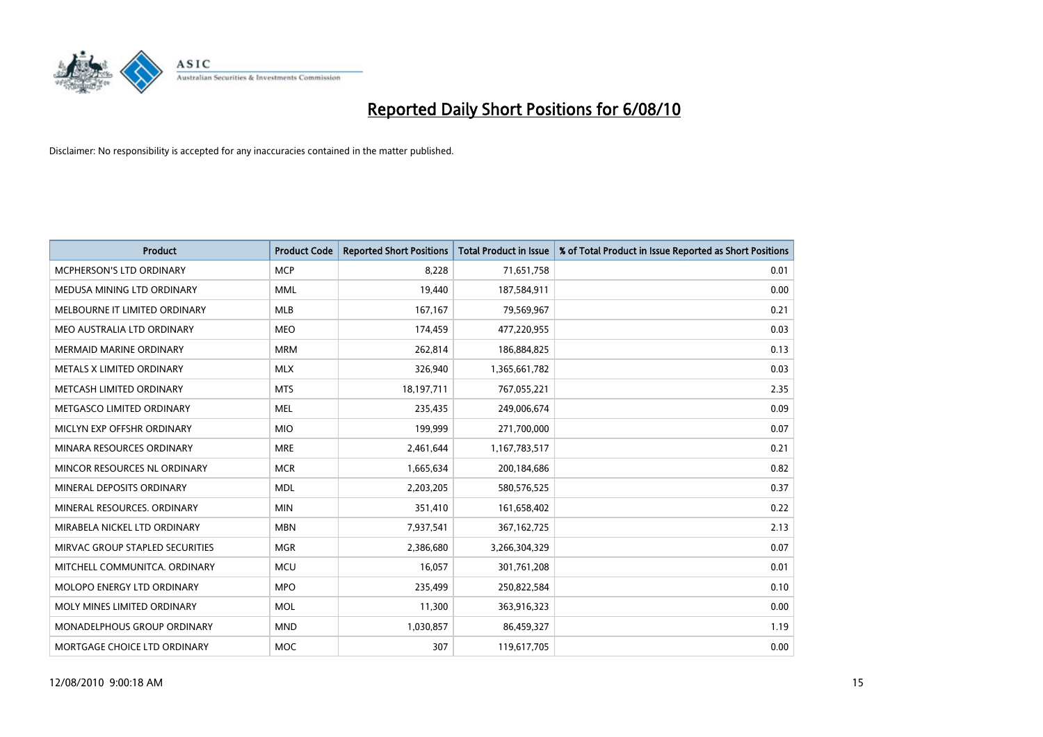# Reported Daily Short Positions for 6/08/10

Disclaimer: No responsibility is accepted for any inaccuracies contained in the matter published.

| Product | Product Code | Reported Short Positions | Total Product in Issue | % of Total Product in Issue Reported as Short Positions |
|---|---|---|---|---|
| MCPHERSON'S LTD ORDINARY | MCP | 8,228 | 71,651,758 | 0.01 |
| MEDUSA MINING LTD ORDINARY | MML | 19,440 | 187,584,911 | 0.00 |
| MELBOURNE IT LIMITED ORDINARY | MLB | 167,167 | 79,569,967 | 0.21 |
| MEO AUSTRALIA LTD ORDINARY | MEO | 174,459 | 477,220,955 | 0.03 |
| MERMAID MARINE ORDINARY | MRM | 262,814 | 186,884,825 | 0.13 |
| METALS X LIMITED ORDINARY | MLX | 326,940 | 1,365,661,782 | 0.03 |
| METCASH LIMITED ORDINARY | MTS | 18,197,711 | 767,055,221 | 2.35 |
| METGASCO LIMITED ORDINARY | MEL | 235,435 | 249,006,674 | 0.09 |
| MICLYN EXP OFFSHR ORDINARY | MIO | 199,999 | 271,700,000 | 0.07 |
| MINARA RESOURCES ORDINARY | MRE | 2,461,644 | 1,167,783,517 | 0.21 |
| MINCOR RESOURCES NL ORDINARY | MCR | 1,665,634 | 200,184,686 | 0.82 |
| MINERAL DEPOSITS ORDINARY | MDL | 2,203,205 | 580,576,525 | 0.37 |
| MINERAL RESOURCES. ORDINARY | MIN | 351,410 | 161,658,402 | 0.22 |
| MIRABELA NICKEL LTD ORDINARY | MBN | 7,937,541 | 367,162,725 | 2.13 |
| MIRVAC GROUP STAPLED SECURITIES | MGR | 2,386,680 | 3,266,304,329 | 0.07 |
| MITCHELL COMMUNITCA. ORDINARY | MCU | 16,057 | 301,761,208 | 0.01 |
| MOLOPO ENERGY LTD ORDINARY | MPO | 235,499 | 250,822,584 | 0.10 |
| MOLY MINES LIMITED ORDINARY | MOL | 11,300 | 363,916,323 | 0.00 |
| MONADELPHOUS GROUP ORDINARY | MND | 1,030,857 | 86,459,327 | 1.19 |
| MORTGAGE CHOICE LTD ORDINARY | MOC | 307 | 119,617,705 | 0.00 |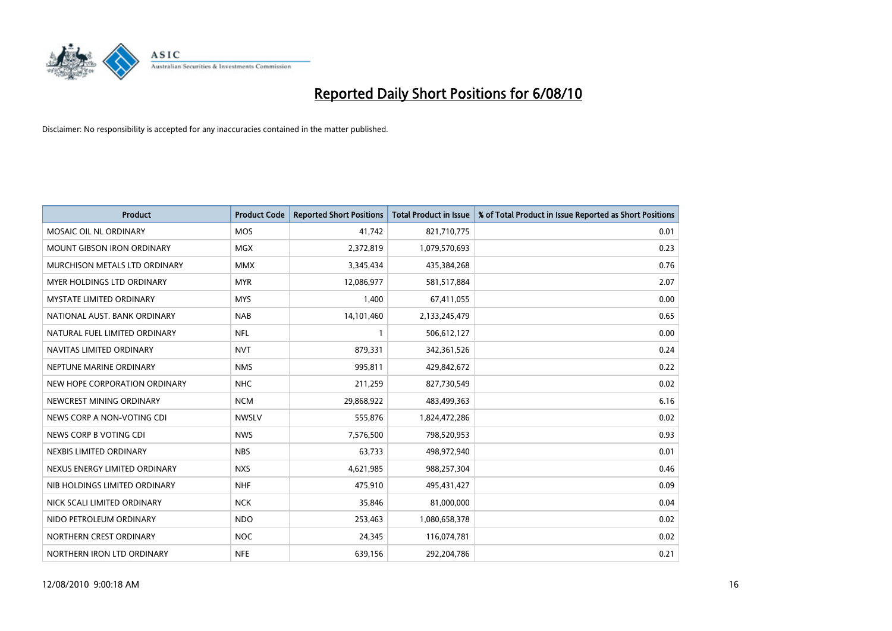# Reported Daily Short Positions for 6/08/10

Disclaimer: No responsibility is accepted for any inaccuracies contained in the matter published.

| Product | Product Code | Reported Short Positions | Total Product in Issue | % of Total Product in Issue Reported as Short Positions |
|---|---|---|---|---|
| MOSAIC OIL NL ORDINARY | MOS | 41,742 | 821,710,775 | 0.01 |
| MOUNT GIBSON IRON ORDINARY | MGX | 2,372,819 | 1,079,570,693 | 0.23 |
| MURCHISON METALS LTD ORDINARY | MMX | 3,345,434 | 435,384,268 | 0.76 |
| MYER HOLDINGS LTD ORDINARY | MYR | 12,086,977 | 581,517,884 | 2.07 |
| MYSTATE LIMITED ORDINARY | MYS | 1,400 | 67,411,055 | 0.00 |
| NATIONAL AUST. BANK ORDINARY | NAB | 14,101,460 | 2,133,245,479 | 0.65 |
| NATURAL FUEL LIMITED ORDINARY | NFL | 1 | 506,612,127 | 0.00 |
| NAVITAS LIMITED ORDINARY | NVT | 879,331 | 342,361,526 | 0.24 |
| NEPTUNE MARINE ORDINARY | NMS | 995,811 | 429,842,672 | 0.22 |
| NEW HOPE CORPORATION ORDINARY | NHC | 211,259 | 827,730,549 | 0.02 |
| NEWCREST MINING ORDINARY | NCM | 29,868,922 | 483,499,363 | 6.16 |
| NEWS CORP A NON-VOTING CDI | NWSLV | 555,876 | 1,824,472,286 | 0.02 |
| NEWS CORP B VOTING CDI | NWS | 7,576,500 | 798,520,953 | 0.93 |
| NEXBIS LIMITED ORDINARY | NBS | 63,733 | 498,972,940 | 0.01 |
| NEXUS ENERGY LIMITED ORDINARY | NXS | 4,621,985 | 988,257,304 | 0.46 |
| NIB HOLDINGS LIMITED ORDINARY | NHF | 475,910 | 495,431,427 | 0.09 |
| NICK SCALI LIMITED ORDINARY | NCK | 35,846 | 81,000,000 | 0.04 |
| NIDO PETROLEUM ORDINARY | NDO | 253,463 | 1,080,658,378 | 0.02 |
| NORTHERN CREST ORDINARY | NOC | 24,345 | 116,074,781 | 0.02 |
| NORTHERN IRON LTD ORDINARY | NFE | 639,156 | 292,204,786 | 0.21 |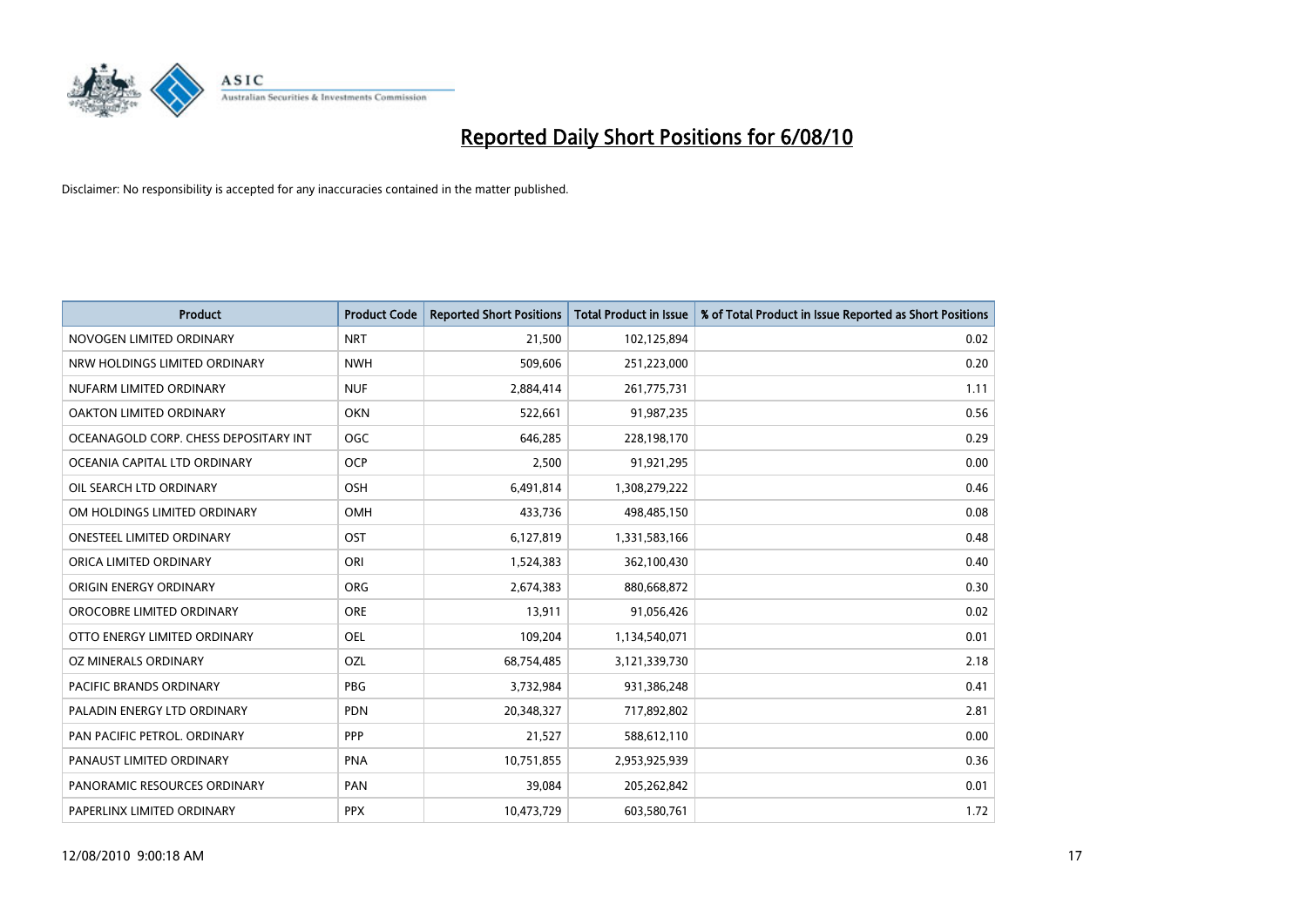# Reported Daily Short Positions for 6/08/10

Disclaimer: No responsibility is accepted for any inaccuracies contained in the matter published.

| Product | Product Code | Reported Short Positions | Total Product in Issue | % of Total Product in Issue Reported as Short Positions |
|---|---|---|---|---|
| NOVOGEN LIMITED ORDINARY | NRT | 21,500 | 102,125,894 | 0.02 |
| NRW HOLDINGS LIMITED ORDINARY | NWH | 509,606 | 251,223,000 | 0.20 |
| NUFARM LIMITED ORDINARY | NUF | 2,884,414 | 261,775,731 | 1.11 |
| OAKTON LIMITED ORDINARY | OKN | 522,661 | 91,987,235 | 0.56 |
| OCEANAGOLD CORP. CHESS DEPOSITARY INT | OGC | 646,285 | 228,198,170 | 0.29 |
| OCEANIA CAPITAL LTD ORDINARY | OCP | 2,500 | 91,921,295 | 0.00 |
| OIL SEARCH LTD ORDINARY | OSH | 6,491,814 | 1,308,279,222 | 0.46 |
| OM HOLDINGS LIMITED ORDINARY | OMH | 433,736 | 498,485,150 | 0.08 |
| ONESTEEL LIMITED ORDINARY | OST | 6,127,819 | 1,331,583,166 | 0.48 |
| ORICA LIMITED ORDINARY | ORI | 1,524,383 | 362,100,430 | 0.40 |
| ORIGIN ENERGY ORDINARY | ORG | 2,674,383 | 880,668,872 | 0.30 |
| OROCOBRE LIMITED ORDINARY | ORE | 13,911 | 91,056,426 | 0.02 |
| OTTO ENERGY LIMITED ORDINARY | OEL | 109,204 | 1,134,540,071 | 0.01 |
| OZ MINERALS ORDINARY | OZL | 68,754,485 | 3,121,339,730 | 2.18 |
| PACIFIC BRANDS ORDINARY | PBG | 3,732,984 | 931,386,248 | 0.41 |
| PALADIN ENERGY LTD ORDINARY | PDN | 20,348,327 | 717,892,802 | 2.81 |
| PAN PACIFIC PETROL. ORDINARY | PPP | 21,527 | 588,612,110 | 0.00 |
| PANAUST LIMITED ORDINARY | PNA | 10,751,855 | 2,953,925,939 | 0.36 |
| PANORAMIC RESOURCES ORDINARY | PAN | 39,084 | 205,262,842 | 0.01 |
| PAPERLINX LIMITED ORDINARY | PPX | 10,473,729 | 603,580,761 | 1.72 |

12/08/2010 9:00:18 AM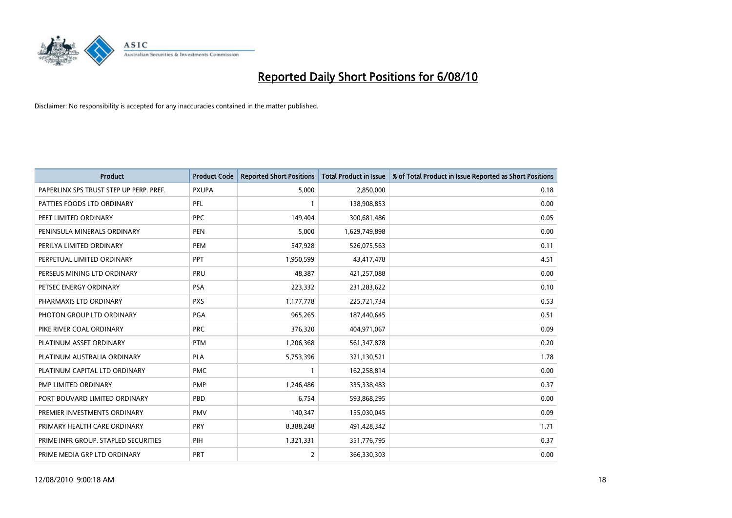# Reported Daily Short Positions for 6/08/10

Disclaimer: No responsibility is accepted for any inaccuracies contained in the matter published.

| Product | Product Code | Reported Short Positions | Total Product in Issue | % of Total Product in Issue Reported as Short Positions |
|---|---|---|---|---|
| PAPERLINX SPS TRUST STEP UP PERP. PREF. | PXUPA | 5,000 | 2,850,000 | 0.18 |
| PATTIES FOODS LTD ORDINARY | PFL | 1 | 138,908,853 | 0.00 |
| PEET LIMITED ORDINARY | PPC | 149,404 | 300,681,486 | 0.05 |
| PENINSULA MINERALS ORDINARY | PEN | 5,000 | 1,629,749,898 | 0.00 |
| PERILYA LIMITED ORDINARY | PEM | 547,928 | 526,075,563 | 0.11 |
| PERPETUAL LIMITED ORDINARY | PPT | 1,950,599 | 43,417,478 | 4.51 |
| PERSEUS MINING LTD ORDINARY | PRU | 48,387 | 421,257,088 | 0.00 |
| PETSEC ENERGY ORDINARY | PSA | 223,332 | 231,283,622 | 0.10 |
| PHARMAXIS LTD ORDINARY | PXS | 1,177,778 | 225,721,734 | 0.53 |
| PHOTON GROUP LTD ORDINARY | PGA | 965,265 | 187,440,645 | 0.51 |
| PIKE RIVER COAL ORDINARY | PRC | 376,320 | 404,971,067 | 0.09 |
| PLATINUM ASSET ORDINARY | PTM | 1,206,368 | 561,347,878 | 0.20 |
| PLATINUM AUSTRALIA ORDINARY | PLA | 5,753,396 | 321,130,521 | 1.78 |
| PLATINUM CAPITAL LTD ORDINARY | PMC | 1 | 162,258,814 | 0.00 |
| PMP LIMITED ORDINARY | PMP | 1,246,486 | 335,338,483 | 0.37 |
| PORT BOUVARD LIMITED ORDINARY | PBD | 6,754 | 593,868,295 | 0.00 |
| PREMIER INVESTMENTS ORDINARY | PMV | 140,347 | 155,030,045 | 0.09 |
| PRIMARY HEALTH CARE ORDINARY | PRY | 8,388,248 | 491,428,342 | 1.71 |
| PRIME INFR GROUP. STAPLED SECURITIES | PIH | 1,321,331 | 351,776,795 | 0.37 |
| PRIME MEDIA GRP LTD ORDINARY | PRT | 2 | 366,330,303 | 0.00 |

12/08/2010 9:00:18 AM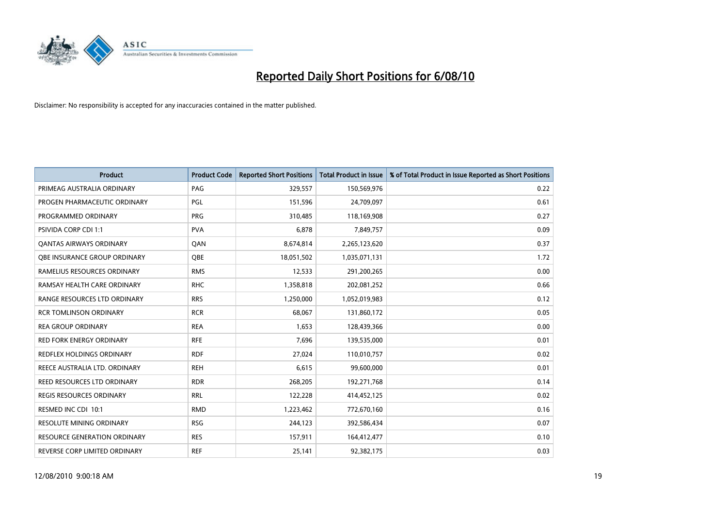# Reported Daily Short Positions for 6/08/10

Disclaimer: No responsibility is accepted for any inaccuracies contained in the matter published.

| Product | Product Code | Reported Short Positions | Total Product in Issue | % of Total Product in Issue Reported as Short Positions |
|---|---|---|---|---|
| PRIMEAG AUSTRALIA ORDINARY | PAG | 329,557 | 150,569,976 | 0.22 |
| PROGEN PHARMACEUTIC ORDINARY | PGL | 151,596 | 24,709,097 | 0.61 |
| PROGRAMMED ORDINARY | PRG | 310,485 | 118,169,908 | 0.27 |
| PSIVIDA CORP CDI 1:1 | PVA | 6,878 | 7,849,757 | 0.09 |
| QANTAS AIRWAYS ORDINARY | QAN | 8,674,814 | 2,265,123,620 | 0.37 |
| QBE INSURANCE GROUP ORDINARY | QBE | 18,051,502 | 1,035,071,131 | 1.72 |
| RAMELIUS RESOURCES ORDINARY | RMS | 12,533 | 291,200,265 | 0.00 |
| RAMSAY HEALTH CARE ORDINARY | RHC | 1,358,818 | 202,081,252 | 0.66 |
| RANGE RESOURCES LTD ORDINARY | RRS | 1,250,000 | 1,052,019,983 | 0.12 |
| RCR TOMLINSON ORDINARY | RCR | 68,067 | 131,860,172 | 0.05 |
| REA GROUP ORDINARY | REA | 1,653 | 128,439,366 | 0.00 |
| RED FORK ENERGY ORDINARY | RFE | 7,696 | 139,535,000 | 0.01 |
| REDFLEX HOLDINGS ORDINARY | RDF | 27,024 | 110,010,757 | 0.02 |
| REECE AUSTRALIA LTD. ORDINARY | REH | 6,615 | 99,600,000 | 0.01 |
| REED RESOURCES LTD ORDINARY | RDR | 268,205 | 192,271,768 | 0.14 |
| REGIS RESOURCES ORDINARY | RRL | 122,228 | 414,452,125 | 0.02 |
| RESMED INC CDI 10:1 | RMD | 1,223,462 | 772,670,160 | 0.16 |
| RESOLUTE MINING ORDINARY | RSG | 244,123 | 392,586,434 | 0.07 |
| RESOURCE GENERATION ORDINARY | RES | 157,911 | 164,412,477 | 0.10 |
| REVERSE CORP LIMITED ORDINARY | REF | 25,141 | 92,382,175 | 0.03 |

12/08/2010 9:00:18 AM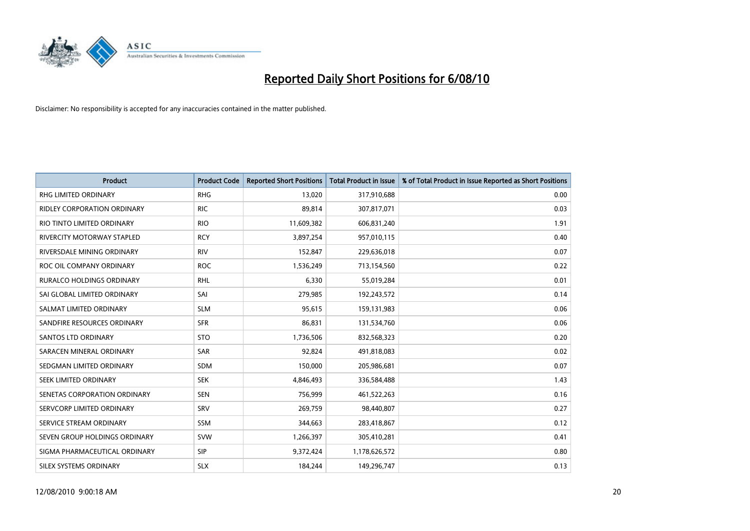# Reported Daily Short Positions for 6/08/10

Disclaimer: No responsibility is accepted for any inaccuracies contained in the matter published.

| Product | Product Code | Reported Short Positions | Total Product in Issue | % of Total Product in Issue Reported as Short Positions |
|---|---|---|---|---|
| RHG LIMITED ORDINARY | RHG | 13,020 | 317,910,688 | 0.00 |
| RIDLEY CORPORATION ORDINARY | RIC | 89,814 | 307,817,071 | 0.03 |
| RIO TINTO LIMITED ORDINARY | RIO | 11,609,382 | 606,831,240 | 1.91 |
| RIVERCITY MOTORWAY STAPLED | RCY | 3,897,254 | 957,010,115 | 0.40 |
| RIVERSDALE MINING ORDINARY | RIV | 152,847 | 229,636,018 | 0.07 |
| ROC OIL COMPANY ORDINARY | ROC | 1,536,249 | 713,154,560 | 0.22 |
| RURALCO HOLDINGS ORDINARY | RHL | 6,330 | 55,019,284 | 0.01 |
| SAI GLOBAL LIMITED ORDINARY | SAI | 279,985 | 192,243,572 | 0.14 |
| SALMAT LIMITED ORDINARY | SLM | 95,615 | 159,131,983 | 0.06 |
| SANDFIRE RESOURCES ORDINARY | SFR | 86,831 | 131,534,760 | 0.06 |
| SANTOS LTD ORDINARY | STO | 1,736,506 | 832,568,323 | 0.20 |
| SARACEN MINERAL ORDINARY | SAR | 92,824 | 491,818,083 | 0.02 |
| SEDGMAN LIMITED ORDINARY | SDM | 150,000 | 205,986,681 | 0.07 |
| SEEK LIMITED ORDINARY | SEK | 4,846,493 | 336,584,488 | 1.43 |
| SENETAS CORPORATION ORDINARY | SEN | 756,999 | 461,522,263 | 0.16 |
| SERVCORP LIMITED ORDINARY | SRV | 269,759 | 98,440,807 | 0.27 |
| SERVICE STREAM ORDINARY | SSM | 344,663 | 283,418,867 | 0.12 |
| SEVEN GROUP HOLDINGS ORDINARY | SVW | 1,266,397 | 305,410,281 | 0.41 |
| SIGMA PHARMACEUTICAL ORDINARY | SIP | 9,372,424 | 1,178,626,572 | 0.80 |
| SILEX SYSTEMS ORDINARY | SLX | 184,244 | 149,296,747 | 0.13 |

12/08/2010 9:00:18 AM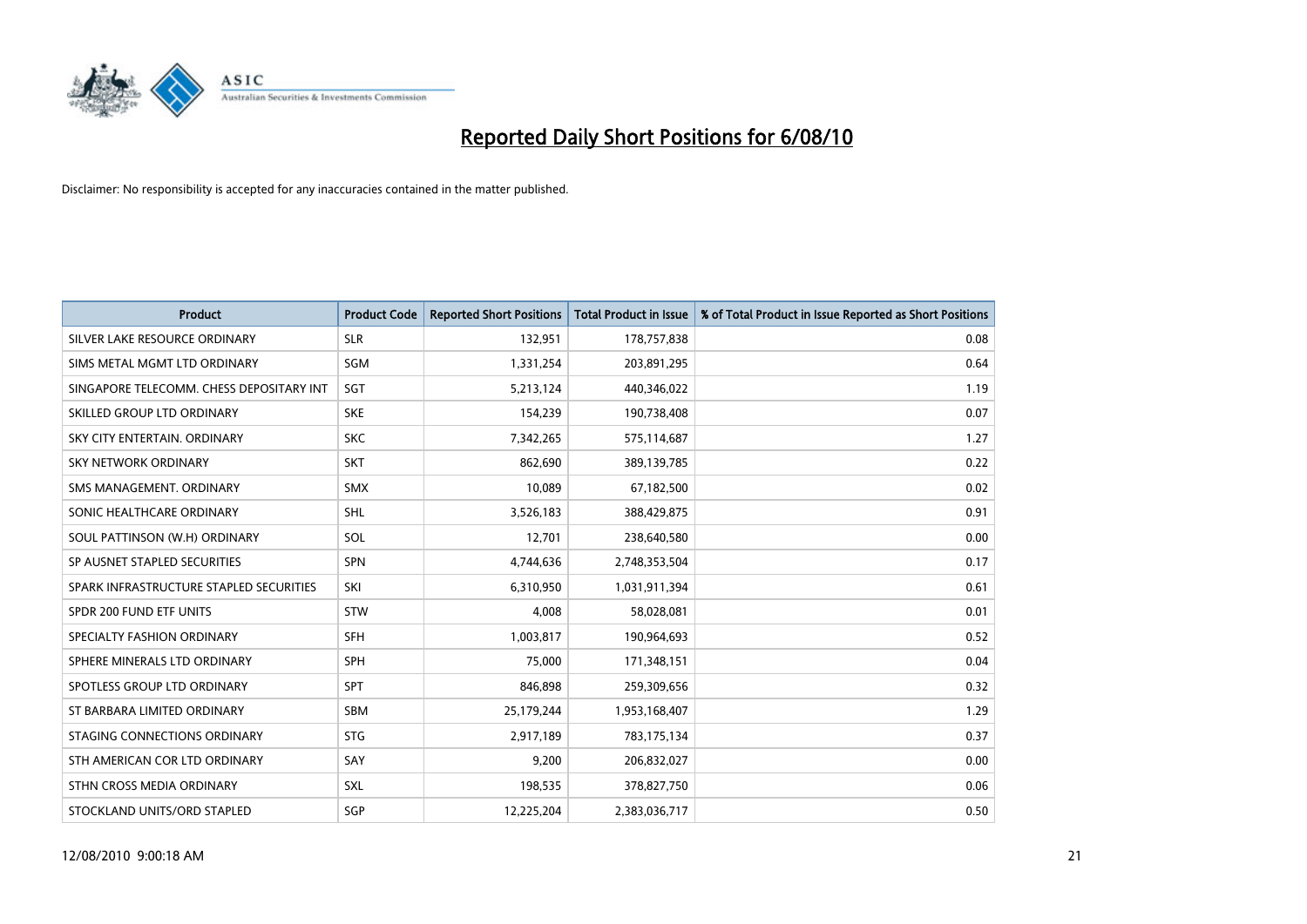# Reported Daily Short Positions for 6/08/10

Disclaimer: No responsibility is accepted for any inaccuracies contained in the matter published.

| Product | Product Code | Reported Short Positions | Total Product in Issue | % of Total Product in Issue Reported as Short Positions |
|---|---|---|---|---|
| SILVER LAKE RESOURCE ORDINARY | SLR | 132,951 | 178,757,838 | 0.08 |
| SIMS METAL MGMT LTD ORDINARY | SGM | 1,331,254 | 203,891,295 | 0.64 |
| SINGAPORE TELECOMM. CHESS DEPOSITARY INT | SGT | 5,213,124 | 440,346,022 | 1.19 |
| SKILLED GROUP LTD ORDINARY | SKE | 154,239 | 190,738,408 | 0.07 |
| SKY CITY ENTERTAIN. ORDINARY | SKC | 7,342,265 | 575,114,687 | 1.27 |
| SKY NETWORK ORDINARY | SKT | 862,690 | 389,139,785 | 0.22 |
| SMS MANAGEMENT. ORDINARY | SMX | 10,089 | 67,182,500 | 0.02 |
| SONIC HEALTHCARE ORDINARY | SHL | 3,526,183 | 388,429,875 | 0.91 |
| SOUL PATTINSON (W.H) ORDINARY | SOL | 12,701 | 238,640,580 | 0.00 |
| SP AUSNET STAPLED SECURITIES | SPN | 4,744,636 | 2,748,353,504 | 0.17 |
| SPARK INFRASTRUCTURE STAPLED SECURITIES | SKI | 6,310,950 | 1,031,911,394 | 0.61 |
| SPDR 200 FUND ETF UNITS | STW | 4,008 | 58,028,081 | 0.01 |
| SPECIALTY FASHION ORDINARY | SFH | 1,003,817 | 190,964,693 | 0.52 |
| SPHERE MINERALS LTD ORDINARY | SPH | 75,000 | 171,348,151 | 0.04 |
| SPOTLESS GROUP LTD ORDINARY | SPT | 846,898 | 259,309,656 | 0.32 |
| ST BARBARA LIMITED ORDINARY | SBM | 25,179,244 | 1,953,168,407 | 1.29 |
| STAGING CONNECTIONS ORDINARY | STG | 2,917,189 | 783,175,134 | 0.37 |
| STH AMERICAN COR LTD ORDINARY | SAY | 9,200 | 206,832,027 | 0.00 |
| STHN CROSS MEDIA ORDINARY | SXL | 198,535 | 378,827,750 | 0.06 |
| STOCKLAND UNITS/ORD STAPLED | SGP | 12,225,204 | 2,383,036,717 | 0.50 |

12/08/2010 9:00:18 AM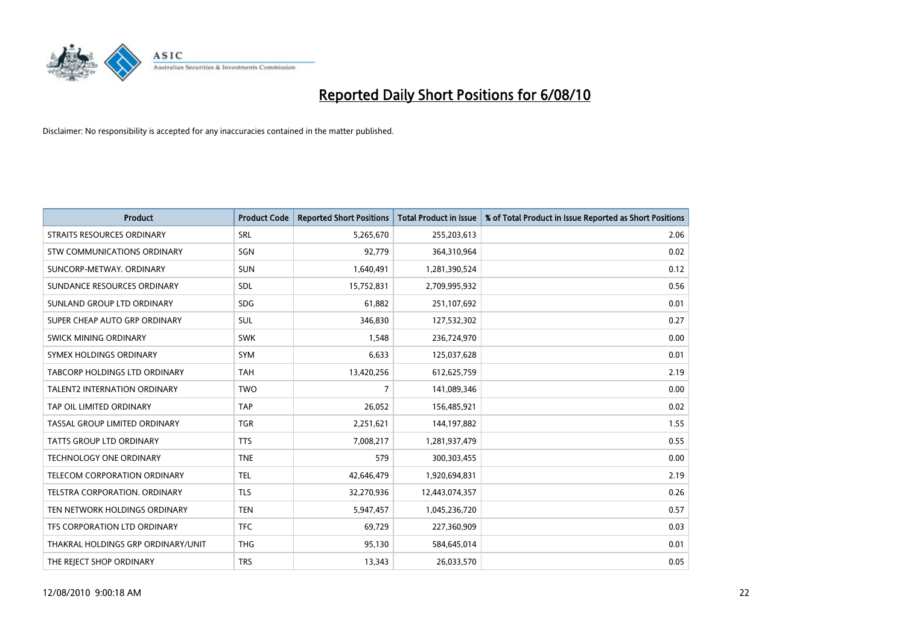# Reported Daily Short Positions for 6/08/10

Disclaimer: No responsibility is accepted for any inaccuracies contained in the matter published.

| Product | Product Code | Reported Short Positions | Total Product in Issue | % of Total Product in Issue Reported as Short Positions |
|---|---|---|---|---|
| STRAITS RESOURCES ORDINARY | SRL | 5,265,670 | 255,203,613 | 2.06 |
| STW COMMUNICATIONS ORDINARY | SGN | 92,779 | 364,310,964 | 0.02 |
| SUNCORP-METWAY. ORDINARY | SUN | 1,640,491 | 1,281,390,524 | 0.12 |
| SUNDANCE RESOURCES ORDINARY | SDL | 15,752,831 | 2,709,995,932 | 0.56 |
| SUNLAND GROUP LTD ORDINARY | SDG | 61,882 | 251,107,692 | 0.01 |
| SUPER CHEAP AUTO GRP ORDINARY | SUL | 346,830 | 127,532,302 | 0.27 |
| SWICK MINING ORDINARY | SWK | 1,548 | 236,724,970 | 0.00 |
| SYMEX HOLDINGS ORDINARY | SYM | 6,633 | 125,037,628 | 0.01 |
| TABCORP HOLDINGS LTD ORDINARY | TAH | 13,420,256 | 612,625,759 | 2.19 |
| TALENT2 INTERNATION ORDINARY | TWO | 7 | 141,089,346 | 0.00 |
| TAP OIL LIMITED ORDINARY | TAP | 26,052 | 156,485,921 | 0.02 |
| TASSAL GROUP LIMITED ORDINARY | TGR | 2,251,621 | 144,197,882 | 1.55 |
| TATTS GROUP LTD ORDINARY | TTS | 7,008,217 | 1,281,937,479 | 0.55 |
| TECHNOLOGY ONE ORDINARY | TNE | 579 | 300,303,455 | 0.00 |
| TELECOM CORPORATION ORDINARY | TEL | 42,646,479 | 1,920,694,831 | 2.19 |
| TELSTRA CORPORATION. ORDINARY | TLS | 32,270,936 | 12,443,074,357 | 0.26 |
| TEN NETWORK HOLDINGS ORDINARY | TEN | 5,947,457 | 1,045,236,720 | 0.57 |
| TFS CORPORATION LTD ORDINARY | TFC | 69,729 | 227,360,909 | 0.03 |
| THAKRAL HOLDINGS GRP ORDINARY/UNIT | THG | 95,130 | 584,645,014 | 0.01 |
| THE REJECT SHOP ORDINARY | TRS | 13,343 | 26,033,570 | 0.05 |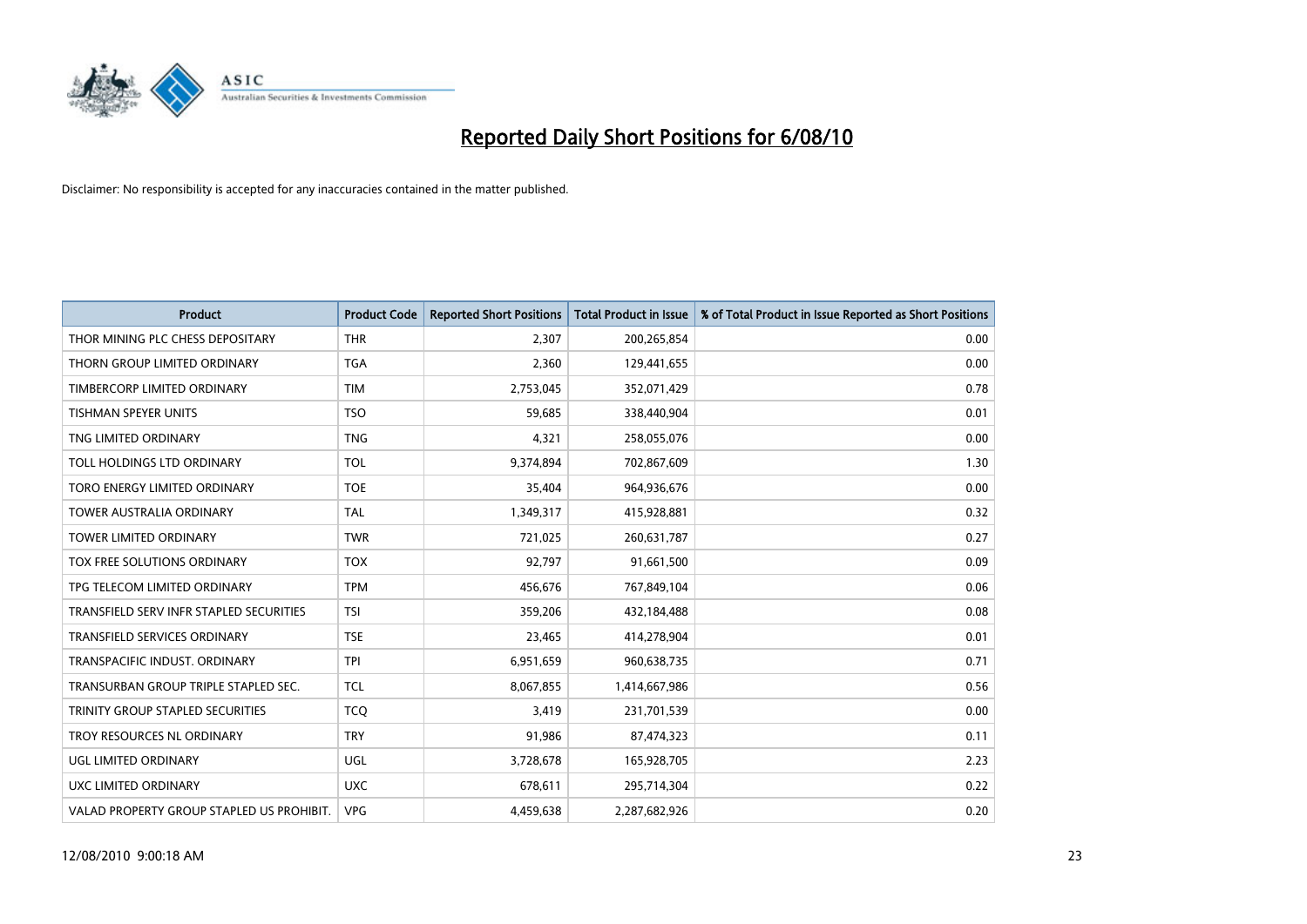# Reported Daily Short Positions for 6/08/10

Disclaimer: No responsibility is accepted for any inaccuracies contained in the matter published.

| Product | Product Code | Reported Short Positions | Total Product in Issue | % of Total Product in Issue Reported as Short Positions |
|---|---|---|---|---|
| THOR MINING PLC CHESS DEPOSITARY | THR | 2,307 | 200,265,854 | 0.00 |
| THORN GROUP LIMITED ORDINARY | TGA | 2,360 | 129,441,655 | 0.00 |
| TIMBERCORP LIMITED ORDINARY | TIM | 2,753,045 | 352,071,429 | 0.78 |
| TISHMAN SPEYER UNITS | TSO | 59,685 | 338,440,904 | 0.01 |
| TNG LIMITED ORDINARY | TNG | 4,321 | 258,055,076 | 0.00 |
| TOLL HOLDINGS LTD ORDINARY | TOL | 9,374,894 | 702,867,609 | 1.30 |
| TORO ENERGY LIMITED ORDINARY | TOE | 35,404 | 964,936,676 | 0.00 |
| TOWER AUSTRALIA ORDINARY | TAL | 1,349,317 | 415,928,881 | 0.32 |
| TOWER LIMITED ORDINARY | TWR | 721,025 | 260,631,787 | 0.27 |
| TOX FREE SOLUTIONS ORDINARY | TOX | 92,797 | 91,661,500 | 0.09 |
| TPG TELECOM LIMITED ORDINARY | TPM | 456,676 | 767,849,104 | 0.06 |
| TRANSFIELD SERV INFR STAPLED SECURITIES | TSI | 359,206 | 432,184,488 | 0.08 |
| TRANSFIELD SERVICES ORDINARY | TSE | 23,465 | 414,278,904 | 0.01 |
| TRANSPACIFIC INDUST. ORDINARY | TPI | 6,951,659 | 960,638,735 | 0.71 |
| TRANSURBAN GROUP TRIPLE STAPLED SEC. | TCL | 8,067,855 | 1,414,667,986 | 0.56 |
| TRINITY GROUP STAPLED SECURITIES | TCQ | 3,419 | 231,701,539 | 0.00 |
| TROY RESOURCES NL ORDINARY | TRY | 91,986 | 87,474,323 | 0.11 |
| UGL LIMITED ORDINARY | UGL | 3,728,678 | 165,928,705 | 2.23 |
| UXC LIMITED ORDINARY | UXC | 678,611 | 295,714,304 | 0.22 |
| VALAD PROPERTY GROUP STAPLED US PROHIBIT. | VPG | 4,459,638 | 2,287,682,926 | 0.20 |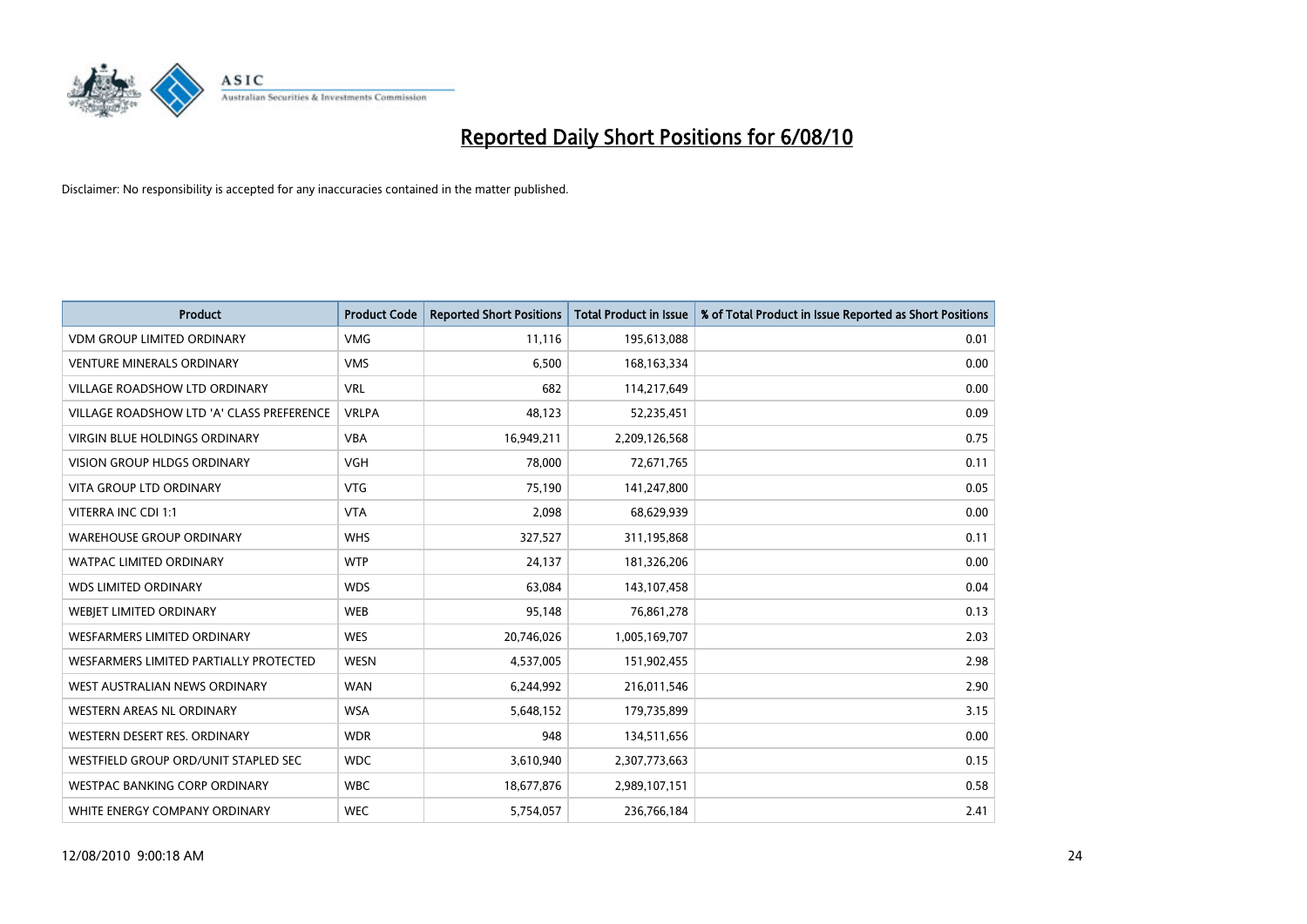# Reported Daily Short Positions for 6/08/10

Disclaimer: No responsibility is accepted for any inaccuracies contained in the matter published.

| Product | Product Code | Reported Short Positions | Total Product in Issue | % of Total Product in Issue Reported as Short Positions |
|---|---|---|---|---|
| VDM GROUP LIMITED ORDINARY | VMG | 11,116 | 195,613,088 | 0.01 |
| VENTURE MINERALS ORDINARY | VMS | 6,500 | 168,163,334 | 0.00 |
| VILLAGE ROADSHOW LTD ORDINARY | VRL | 682 | 114,217,649 | 0.00 |
| VILLAGE ROADSHOW LTD 'A' CLASS PREFERENCE | VRLPA | 48,123 | 52,235,451 | 0.09 |
| VIRGIN BLUE HOLDINGS ORDINARY | VBA | 16,949,211 | 2,209,126,568 | 0.75 |
| VISION GROUP HLDGS ORDINARY | VGH | 78,000 | 72,671,765 | 0.11 |
| VITA GROUP LTD ORDINARY | VTG | 75,190 | 141,247,800 | 0.05 |
| VITERRA INC CDI 1:1 | VTA | 2,098 | 68,629,939 | 0.00 |
| WAREHOUSE GROUP ORDINARY | WHS | 327,527 | 311,195,868 | 0.11 |
| WATPAC LIMITED ORDINARY | WTP | 24,137 | 181,326,206 | 0.00 |
| WDS LIMITED ORDINARY | WDS | 63,084 | 143,107,458 | 0.04 |
| WEBJET LIMITED ORDINARY | WEB | 95,148 | 76,861,278 | 0.13 |
| WESFARMERS LIMITED ORDINARY | WES | 20,746,026 | 1,005,169,707 | 2.03 |
| WESFARMERS LIMITED PARTIALLY PROTECTED | WESN | 4,537,005 | 151,902,455 | 2.98 |
| WEST AUSTRALIAN NEWS ORDINARY | WAN | 6,244,992 | 216,011,546 | 2.90 |
| WESTERN AREAS NL ORDINARY | WSA | 5,648,152 | 179,735,899 | 3.15 |
| WESTERN DESERT RES. ORDINARY | WDR | 948 | 134,511,656 | 0.00 |
| WESTFIELD GROUP ORD/UNIT STAPLED SEC | WDC | 3,610,940 | 2,307,773,663 | 0.15 |
| WESTPAC BANKING CORP ORDINARY | WBC | 18,677,876 | 2,989,107,151 | 0.58 |
| WHITE ENERGY COMPANY ORDINARY | WEC | 5,754,057 | 236,766,184 | 2.41 |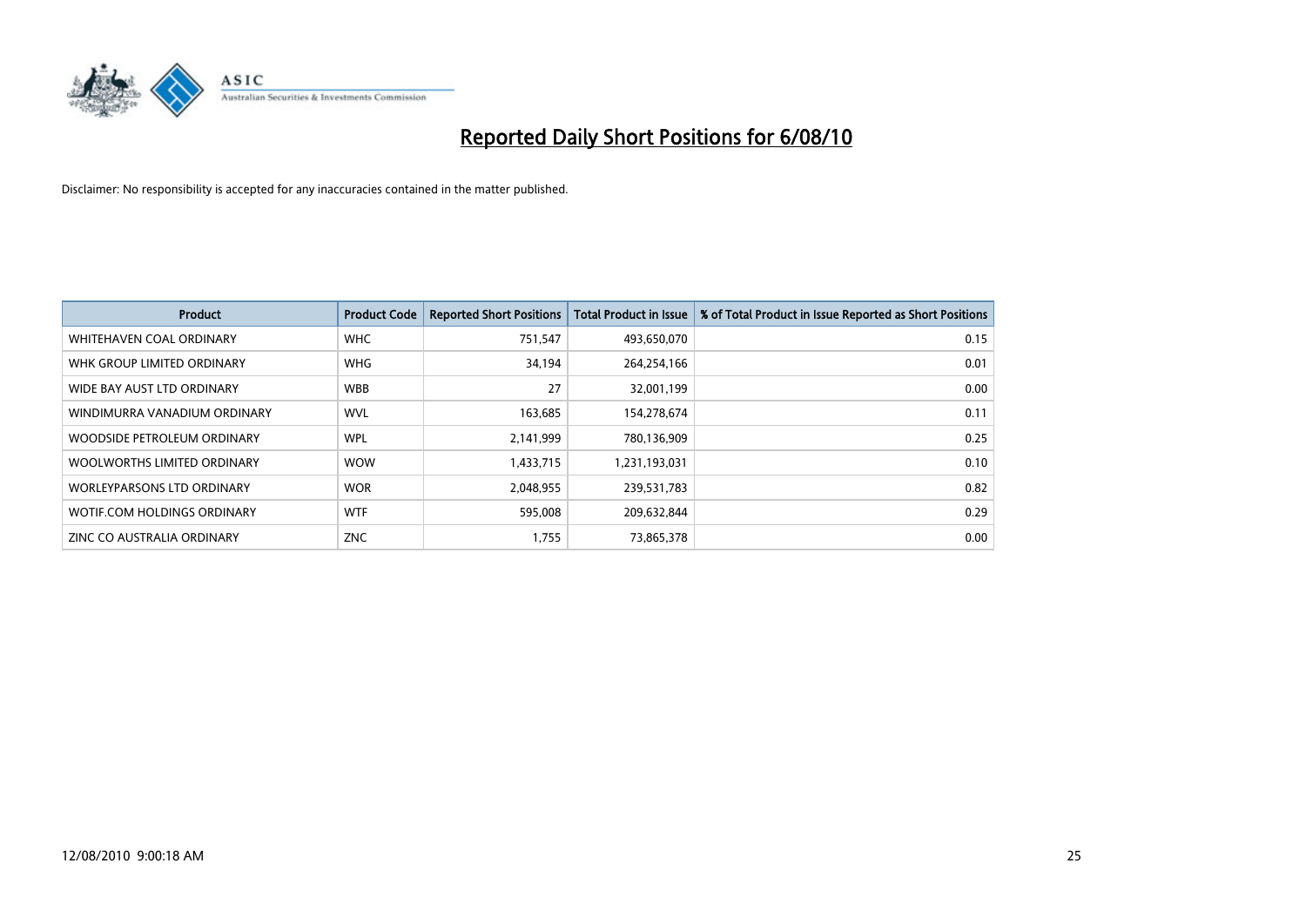# Reported Daily Short Positions for 6/08/10

Disclaimer: No responsibility is accepted for any inaccuracies contained in the matter published.

| Product | Product Code | Reported Short Positions | Total Product in Issue | % of Total Product in Issue Reported as Short Positions |
|---|---|---|---|---|
| WHITEHAVEN COAL ORDINARY | WHC | 751,547 | 493,650,070 | 0.15 |
| WHK GROUP LIMITED ORDINARY | WHG | 34,194 | 264,254,166 | 0.01 |
| WIDE BAY AUST LTD ORDINARY | WBB | 27 | 32,001,199 | 0.00 |
| WINDIMURRA VANADIUM ORDINARY | WVL | 163,685 | 154,278,674 | 0.11 |
| WOODSIDE PETROLEUM ORDINARY | WPL | 2,141,999 | 780,136,909 | 0.25 |
| WOOLWORTHS LIMITED ORDINARY | WOW | 1,433,715 | 1,231,193,031 | 0.10 |
| WORLEYPARSONS LTD ORDINARY | WOR | 2,048,955 | 239,531,783 | 0.82 |
| WOTIF.COM HOLDINGS ORDINARY | WTF | 595,008 | 209,632,844 | 0.29 |
| ZINC CO AUSTRALIA ORDINARY | ZNC | 1,755 | 73,865,378 | 0.00 |

12/08/2010 9:00:18 AM